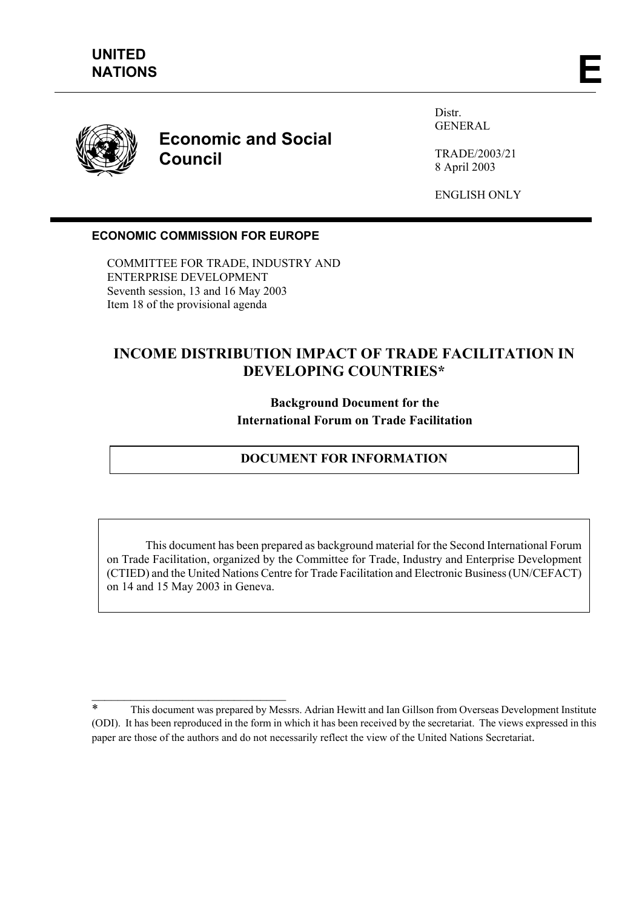**UNITED NATIONS** **E**

**Economic and Social Council**

Distr.
GENERAL

TRADE/2003/21
8 April 2003

ENGLISH ONLY

**ECONOMIC COMMISSION FOR EUROPE**

COMMITTEE FOR TRADE, INDUSTRY AND ENTERPRISE DEVELOPMENT
Seventh session, 13 and 16 May 2003
Item 18 of the provisional agenda

# INCOME DISTRIBUTION IMPACT OF TRADE FACILITATION IN DEVELOPING COUNTRIES*

**Background Document for the International Forum on Trade Facilitation**

**DOCUMENT FOR INFORMATION**

This document has been prepared as background material for the Second International Forum on Trade Facilitation, organized by the Committee for Trade, Industry and Enterprise Development (CTIED) and the United Nations Centre for Trade Facilitation and Electronic Business (UN/CEFACT) on 14 and 15 May 2003 in Geneva.

---

* This document was prepared by Messrs. Adrian Hewitt and Ian Gillson from Overseas Development Institute (ODI). It has been reproduced in the form in which it has been received by the secretariat. The views expressed in this paper are those of the authors and do not necessarily reflect the view of the United Nations Secretariat.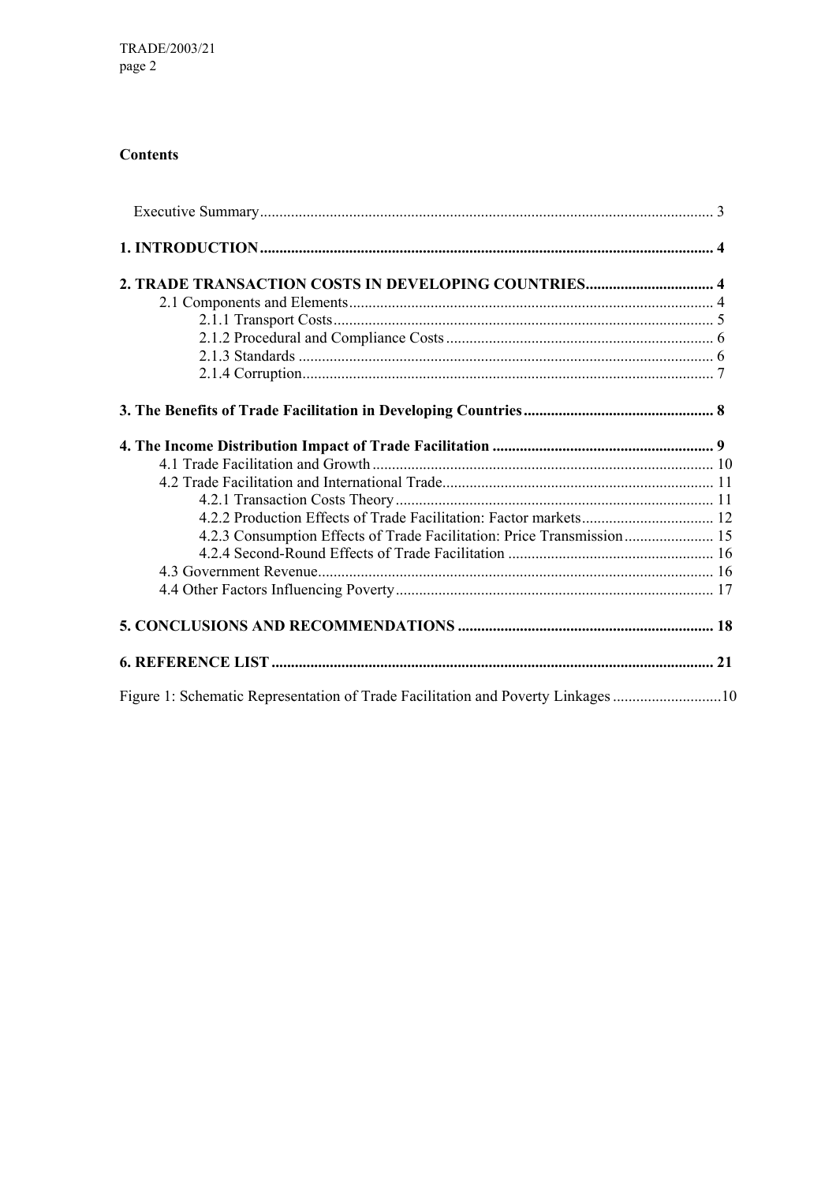**Contents**

Executive Summary .................................................................................................................. 3

**1. INTRODUCTION** ................................................................................................................ **4**

**2. TRADE TRANSACTION COSTS IN DEVELOPING COUNTRIES** ............................... **4**

2.1 Components and Elements ............................................................................................ 4

2.1.1 Transport Costs ................................................................................................ 5

2.1.2 Procedural and Compliance Costs .................................................................... 6

2.1.3 Standards ......................................................................................................... 6

2.1.4 Corruption ........................................................................................................ 7

**3. The Benefits of Trade Facilitation in Developing Countries** ............................................... **8**

**4. The Income Distribution Impact of Trade Facilitation** ........................................................ **9**

4.1 Trade Facilitation and Growth ...................................................................................... 10

4.2 Trade Facilitation and International Trade ..................................................................... 11

4.2.1 Transaction Costs Theory ................................................................................. 11

4.2.2 Production Effects of Trade Facilitation: Factor markets ................................. 12

4.2.3 Consumption Effects of Trade Facilitation: Price Transmission ....................... 15

4.2.4 Second-Round Effects of Trade Facilitation .................................................... 16

4.3 Government Revenue .................................................................................................... 16

4.4 Other Factors Influencing Poverty ................................................................................. 17

**5. CONCLUSIONS AND RECOMMENDATIONS** ................................................................. **18**

**6. REFERENCE LIST** ............................................................................................................... **21**

Figure 1: Schematic Representation of Trade Facilitation and Poverty Linkages ........................... 10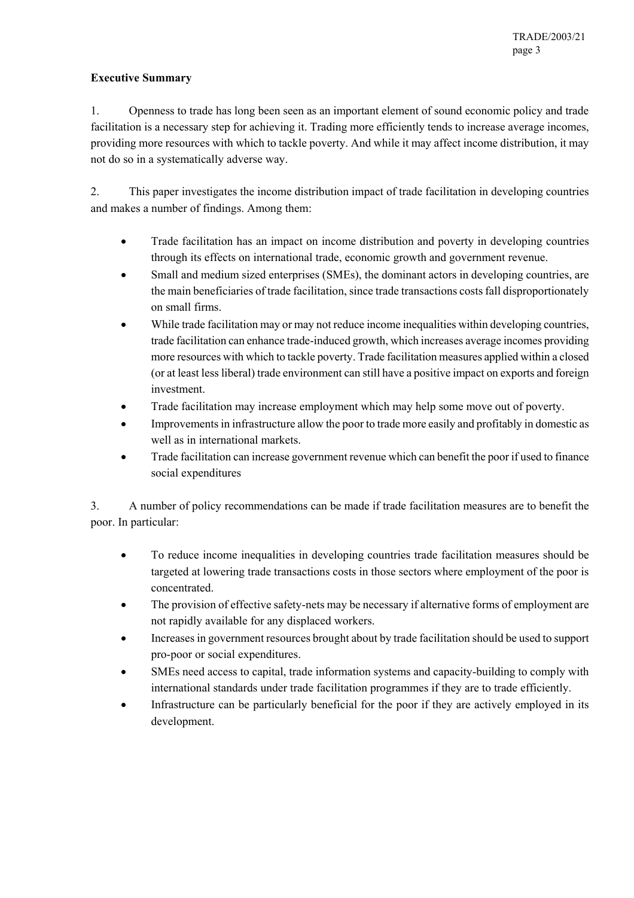**Executive Summary**

1. Openness to trade has long been seen as an important element of sound economic policy and trade facilitation is a necessary step for achieving it. Trading more efficiently tends to increase average incomes, providing more resources with which to tackle poverty. And while it may affect income distribution, it may not do so in a systematically adverse way.

2. This paper investigates the income distribution impact of trade facilitation in developing countries and makes a number of findings. Among them:

- Trade facilitation has an impact on income distribution and poverty in developing countries through its effects on international trade, economic growth and government revenue.
- Small and medium sized enterprises (SMEs), the dominant actors in developing countries, are the main beneficiaries of trade facilitation, since trade transactions costs fall disproportionately on small firms.
- While trade facilitation may or may not reduce income inequalities within developing countries, trade facilitation can enhance trade-induced growth, which increases average incomes providing more resources with which to tackle poverty. Trade facilitation measures applied within a closed (or at least less liberal) trade environment can still have a positive impact on exports and foreign investment.
- Trade facilitation may increase employment which may help some move out of poverty.
- Improvements in infrastructure allow the poor to trade more easily and profitably in domestic as well as in international markets.
- Trade facilitation can increase government revenue which can benefit the poor if used to finance social expenditures

3. A number of policy recommendations can be made if trade facilitation measures are to benefit the poor. In particular:

- To reduce income inequalities in developing countries trade facilitation measures should be targeted at lowering trade transactions costs in those sectors where employment of the poor is concentrated.
- The provision of effective safety-nets may be necessary if alternative forms of employment are not rapidly available for any displaced workers.
- Increases in government resources brought about by trade facilitation should be used to support pro-poor or social expenditures.
- SMEs need access to capital, trade information systems and capacity-building to comply with international standards under trade facilitation programmes if they are to trade efficiently.
- Infrastructure can be particularly beneficial for the poor if they are actively employed in its development.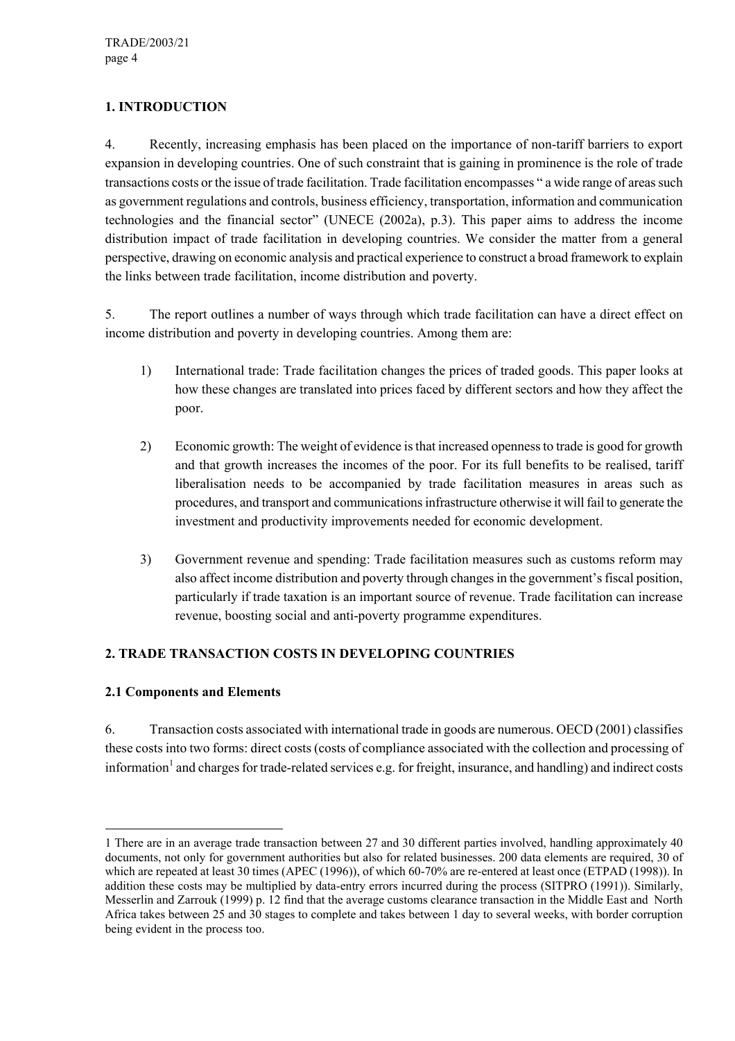## 1. INTRODUCTION

4. Recently, increasing emphasis has been placed on the importance of non-tariff barriers to export expansion in developing countries. One of such constraint that is gaining in prominence is the role of trade transactions costs or the issue of trade facilitation. Trade facilitation encompasses " a wide range of areas such as government regulations and controls, business efficiency, transportation, information and communication technologies and the financial sector" (UNECE (2002a), p.3). This paper aims to address the income distribution impact of trade facilitation in developing countries. We consider the matter from a general perspective, drawing on economic analysis and practical experience to construct a broad framework to explain the links between trade facilitation, income distribution and poverty.

5. The report outlines a number of ways through which trade facilitation can have a direct effect on income distribution and poverty in developing countries. Among them are:

1) International trade: Trade facilitation changes the prices of traded goods. This paper looks at how these changes are translated into prices faced by different sectors and how they affect the poor.

2) Economic growth: The weight of evidence is that increased openness to trade is good for growth and that growth increases the incomes of the poor. For its full benefits to be realised, tariff liberalisation needs to be accompanied by trade facilitation measures in areas such as procedures, and transport and communications infrastructure otherwise it will fail to generate the investment and productivity improvements needed for economic development.

3) Government revenue and spending: Trade facilitation measures such as customs reform may also affect income distribution and poverty through changes in the government's fiscal position, particularly if trade taxation is an important source of revenue. Trade facilitation can increase revenue, boosting social and anti-poverty programme expenditures.

## 2. TRADE TRANSACTION COSTS IN DEVELOPING COUNTRIES

### 2.1 Components and Elements

6. Transaction costs associated with international trade in goods are numerous. OECD (2001) classifies these costs into two forms: direct costs (costs of compliance associated with the collection and processing of information[1] and charges for trade-related services e.g. for freight, insurance, and handling) and indirect costs

---

1 There are in an average trade transaction between 27 and 30 different parties involved, handling approximately 40 documents, not only for government authorities but also for related businesses. 200 data elements are required, 30 of which are repeated at least 30 times (APEC (1996)), of which 60-70% are re-entered at least once (ETPAD (1998)). In addition these costs may be multiplied by data-entry errors incurred during the process (SITPRO (1991)). Similarly, Messerlin and Zarrouk (1999) p. 12 find that the average customs clearance transaction in the Middle East and North Africa takes between 25 and 30 stages to complete and takes between 1 day to several weeks, with border corruption being evident in the process too.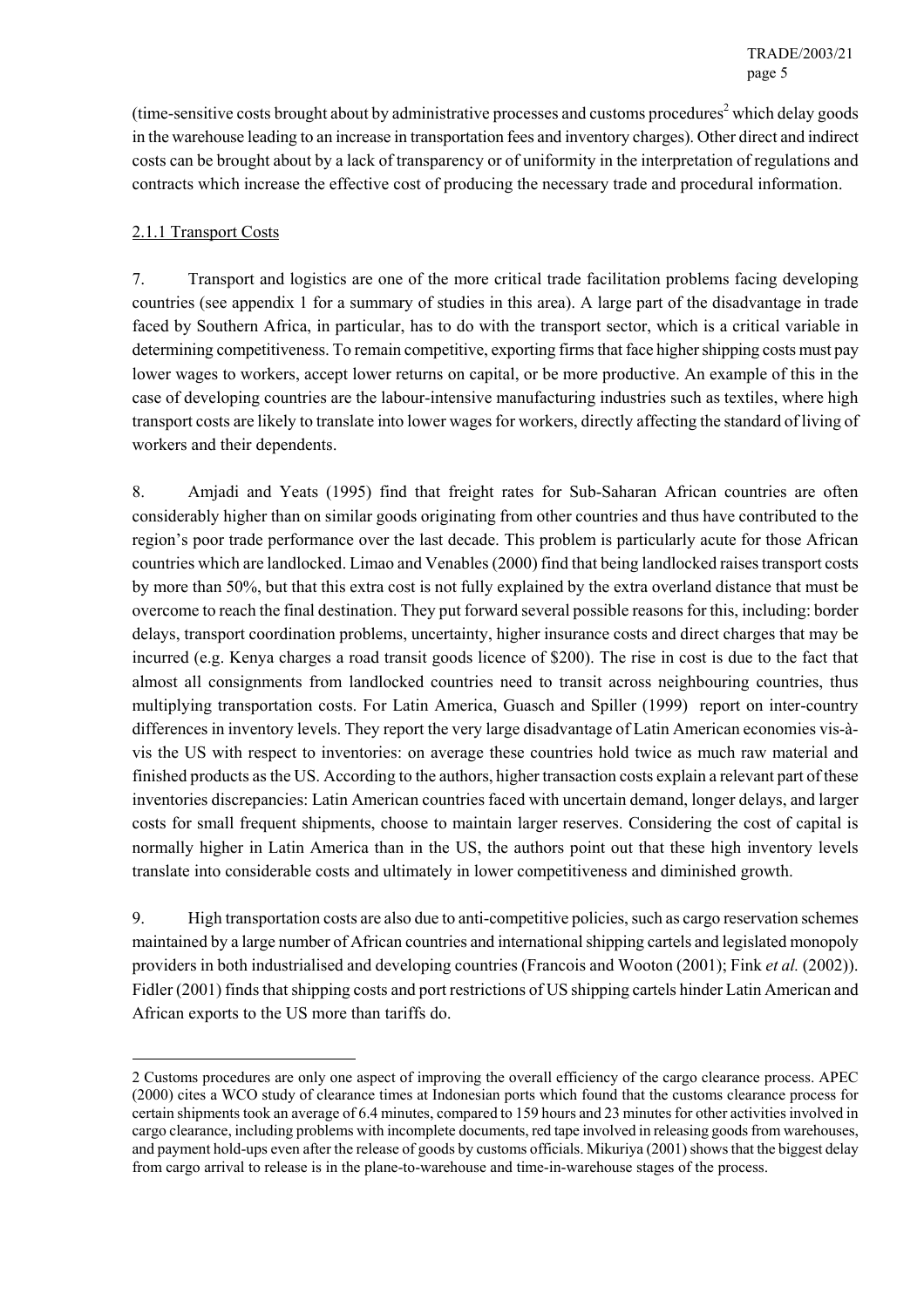(time-sensitive costs brought about by administrative processes and customs procedures[2] which delay goods in the warehouse leading to an increase in transportation fees and inventory charges). Other direct and indirect costs can be brought about by a lack of transparency or of uniformity in the interpretation of regulations and contracts which increase the effective cost of producing the necessary trade and procedural information.

### 2.1.1 Transport Costs

7. Transport and logistics are one of the more critical trade facilitation problems facing developing countries (see appendix 1 for a summary of studies in this area). A large part of the disadvantage in trade faced by Southern Africa, in particular, has to do with the transport sector, which is a critical variable in determining competitiveness. To remain competitive, exporting firms that face higher shipping costs must pay lower wages to workers, accept lower returns on capital, or be more productive. An example of this in the case of developing countries are the labour-intensive manufacturing industries such as textiles, where high transport costs are likely to translate into lower wages for workers, directly affecting the standard of living of workers and their dependents.

8. Amjadi and Yeats (1995) find that freight rates for Sub-Saharan African countries are often considerably higher than on similar goods originating from other countries and thus have contributed to the region's poor trade performance over the last decade. This problem is particularly acute for those African countries which are landlocked. Limao and Venables (2000) find that being landlocked raises transport costs by more than 50%, but that this extra cost is not fully explained by the extra overland distance that must be overcome to reach the final destination. They put forward several possible reasons for this, including: border delays, transport coordination problems, uncertainty, higher insurance costs and direct charges that may be incurred (e.g. Kenya charges a road transit goods licence of $200). The rise in cost is due to the fact that almost all consignments from landlocked countries need to transit across neighbouring countries, thus multiplying transportation costs. For Latin America, Guasch and Spiller (1999) report on inter-country differences in inventory levels. They report the very large disadvantage of Latin American economies vis-à-vis the US with respect to inventories: on average these countries hold twice as much raw material and finished products as the US. According to the authors, higher transaction costs explain a relevant part of these inventories discrepancies: Latin American countries faced with uncertain demand, longer delays, and larger costs for small frequent shipments, choose to maintain larger reserves. Considering the cost of capital is normally higher in Latin America than in the US, the authors point out that these high inventory levels translate into considerable costs and ultimately in lower competitiveness and diminished growth.

9. High transportation costs are also due to anti-competitive policies, such as cargo reservation schemes maintained by a large number of African countries and international shipping cartels and legislated monopoly providers in both industrialised and developing countries (Francois and Wooton (2001); Fink *et al.* (2002)). Fidler (2001) finds that shipping costs and port restrictions of US shipping cartels hinder Latin American and African exports to the US more than tariffs do.

---

2 Customs procedures are only one aspect of improving the overall efficiency of the cargo clearance process. APEC (2000) cites a WCO study of clearance times at Indonesian ports which found that the customs clearance process for certain shipments took an average of 6.4 minutes, compared to 159 hours and 23 minutes for other activities involved in cargo clearance, including problems with incomplete documents, red tape involved in releasing goods from warehouses, and payment hold-ups even after the release of goods by customs officials. Mikuriya (2001) shows that the biggest delay from cargo arrival to release is in the plane-to-warehouse and time-in-warehouse stages of the process.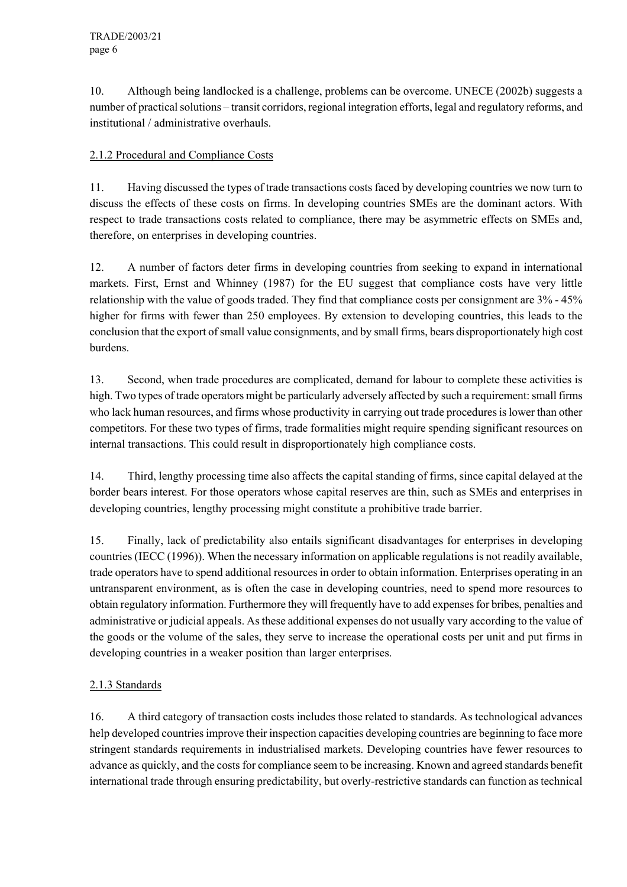10. Although being landlocked is a challenge, problems can be overcome. UNECE (2002b) suggests a number of practical solutions – transit corridors, regional integration efforts, legal and regulatory reforms, and institutional / administrative overhauls.

### 2.1.2 Procedural and Compliance Costs

11. Having discussed the types of trade transactions costs faced by developing countries we now turn to discuss the effects of these costs on firms. In developing countries SMEs are the dominant actors. With respect to trade transactions costs related to compliance, there may be asymmetric effects on SMEs and, therefore, on enterprises in developing countries.

12. A number of factors deter firms in developing countries from seeking to expand in international markets. First, Ernst and Whinney (1987) for the EU suggest that compliance costs have very little relationship with the value of goods traded. They find that compliance costs per consignment are 3% - 45% higher for firms with fewer than 250 employees. By extension to developing countries, this leads to the conclusion that the export of small value consignments, and by small firms, bears disproportionately high cost burdens.

13. Second, when trade procedures are complicated, demand for labour to complete these activities is high. Two types of trade operators might be particularly adversely affected by such a requirement: small firms who lack human resources, and firms whose productivity in carrying out trade procedures is lower than other competitors. For these two types of firms, trade formalities might require spending significant resources on internal transactions. This could result in disproportionately high compliance costs.

14. Third, lengthy processing time also affects the capital standing of firms, since capital delayed at the border bears interest. For those operators whose capital reserves are thin, such as SMEs and enterprises in developing countries, lengthy processing might constitute a prohibitive trade barrier.

15. Finally, lack of predictability also entails significant disadvantages for enterprises in developing countries (IECC (1996)). When the necessary information on applicable regulations is not readily available, trade operators have to spend additional resources in order to obtain information. Enterprises operating in an untransparent environment, as is often the case in developing countries, need to spend more resources to obtain regulatory information. Furthermore they will frequently have to add expenses for bribes, penalties and administrative or judicial appeals. As these additional expenses do not usually vary according to the value of the goods or the volume of the sales, they serve to increase the operational costs per unit and put firms in developing countries in a weaker position than larger enterprises.

### 2.1.3 Standards

16. A third category of transaction costs includes those related to standards. As technological advances help developed countries improve their inspection capacities developing countries are beginning to face more stringent standards requirements in industrialised markets. Developing countries have fewer resources to advance as quickly, and the costs for compliance seem to be increasing. Known and agreed standards benefit international trade through ensuring predictability, but overly-restrictive standards can function as technical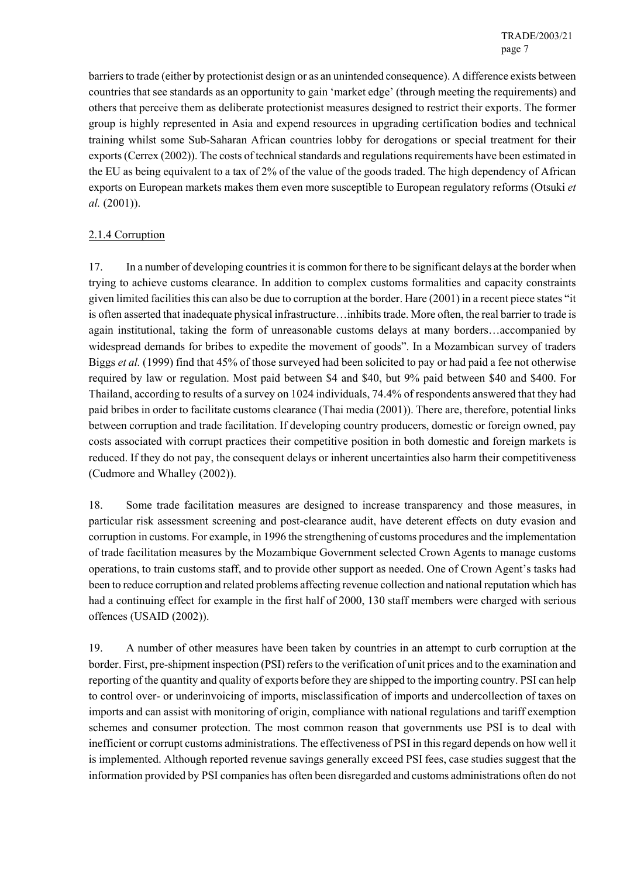barriers to trade (either by protectionist design or as an unintended consequence). A difference exists between countries that see standards as an opportunity to gain 'market edge' (through meeting the requirements) and others that perceive them as deliberate protectionist measures designed to restrict their exports. The former group is highly represented in Asia and expend resources in upgrading certification bodies and technical training whilst some Sub-Saharan African countries lobby for derogations or special treatment for their exports (Cerrex (2002)). The costs of technical standards and regulations requirements have been estimated in the EU as being equivalent to a tax of 2% of the value of the goods traded. The high dependency of African exports on European markets makes them even more susceptible to European regulatory reforms (Otsuki *et al.* (2001)).

### 2.1.4 Corruption

17. In a number of developing countries it is common for there to be significant delays at the border when trying to achieve customs clearance. In addition to complex customs formalities and capacity constraints given limited facilities this can also be due to corruption at the border. Hare (2001) in a recent piece states "it is often asserted that inadequate physical infrastructure…inhibits trade. More often, the real barrier to trade is again institutional, taking the form of unreasonable customs delays at many borders…accompanied by widespread demands for bribes to expedite the movement of goods". In a Mozambican survey of traders Biggs *et al.* (1999) find that 45% of those surveyed had been solicited to pay or had paid a fee not otherwise required by law or regulation. Most paid between \$4 and \$40, but 9% paid between \$40 and \$400. For Thailand, according to results of a survey on 1024 individuals, 74.4% of respondents answered that they had paid bribes in order to facilitate customs clearance (Thai media (2001)). There are, therefore, potential links between corruption and trade facilitation. If developing country producers, domestic or foreign owned, pay costs associated with corrupt practices their competitive position in both domestic and foreign markets is reduced. If they do not pay, the consequent delays or inherent uncertainties also harm their competitiveness (Cudmore and Whalley (2002)).

18. Some trade facilitation measures are designed to increase transparency and those measures, in particular risk assessment screening and post-clearance audit, have deterent effects on duty evasion and corruption in customs. For example, in 1996 the strengthening of customs procedures and the implementation of trade facilitation measures by the Mozambique Government selected Crown Agents to manage customs operations, to train customs staff, and to provide other support as needed. One of Crown Agent's tasks had been to reduce corruption and related problems affecting revenue collection and national reputation which has had a continuing effect for example in the first half of 2000, 130 staff members were charged with serious offences (USAID (2002)).

19. A number of other measures have been taken by countries in an attempt to curb corruption at the border. First, pre-shipment inspection (PSI) refers to the verification of unit prices and to the examination and reporting of the quantity and quality of exports before they are shipped to the importing country. PSI can help to control over- or underinvoicing of imports, misclassification of imports and undercollection of taxes on imports and can assist with monitoring of origin, compliance with national regulations and tariff exemption schemes and consumer protection. The most common reason that governments use PSI is to deal with inefficient or corrupt customs administrations. The effectiveness of PSI in this regard depends on how well it is implemented. Although reported revenue savings generally exceed PSI fees, case studies suggest that the information provided by PSI companies has often been disregarded and customs administrations often do not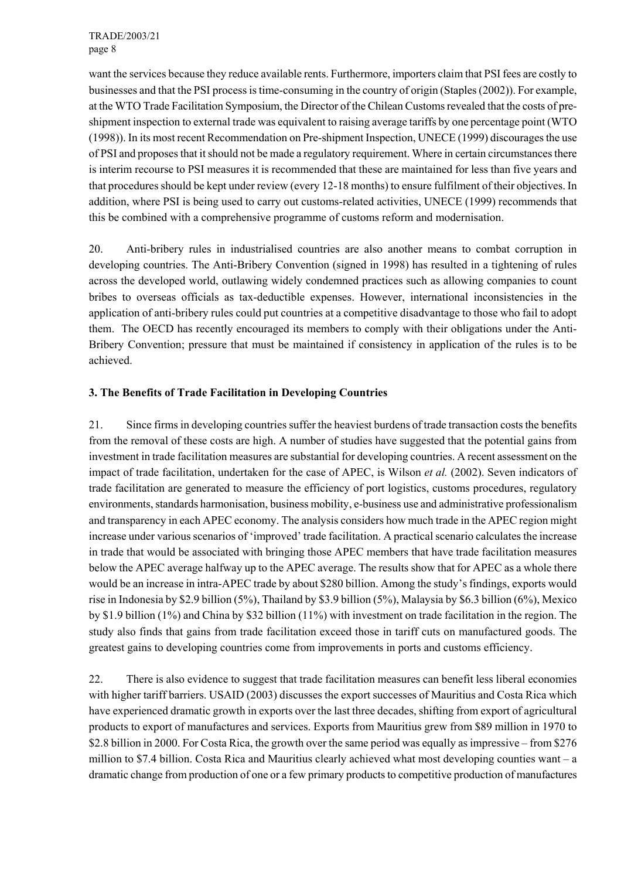want the services because they reduce available rents. Furthermore, importers claim that PSI fees are costly to businesses and that the PSI process is time-consuming in the country of origin (Staples (2002)). For example, at the WTO Trade Facilitation Symposium, the Director of the Chilean Customs revealed that the costs of pre-shipment inspection to external trade was equivalent to raising average tariffs by one percentage point (WTO (1998)). In its most recent Recommendation on Pre-shipment Inspection, UNECE (1999) discourages the use of PSI and proposes that it should not be made a regulatory requirement. Where in certain circumstances there is interim recourse to PSI measures it is recommended that these are maintained for less than five years and that procedures should be kept under review (every 12-18 months) to ensure fulfilment of their objectives. In addition, where PSI is being used to carry out customs-related activities, UNECE (1999) recommends that this be combined with a comprehensive programme of customs reform and modernisation.

20. Anti-bribery rules in industrialised countries are also another means to combat corruption in developing countries. The Anti-Bribery Convention (signed in 1998) has resulted in a tightening of rules across the developed world, outlawing widely condemned practices such as allowing companies to count bribes to overseas officials as tax-deductible expenses. However, international inconsistencies in the application of anti-bribery rules could put countries at a competitive disadvantage to those who fail to adopt them. The OECD has recently encouraged its members to comply with their obligations under the Anti-Bribery Convention; pressure that must be maintained if consistency in application of the rules is to be achieved.

### 3. The Benefits of Trade Facilitation in Developing Countries

21. Since firms in developing countries suffer the heaviest burdens of trade transaction costs the benefits from the removal of these costs are high. A number of studies have suggested that the potential gains from investment in trade facilitation measures are substantial for developing countries. A recent assessment on the impact of trade facilitation, undertaken for the case of APEC, is Wilson *et al.* (2002). Seven indicators of trade facilitation are generated to measure the efficiency of port logistics, customs procedures, regulatory environments, standards harmonisation, business mobility, e-business use and administrative professionalism and transparency in each APEC economy. The analysis considers how much trade in the APEC region might increase under various scenarios of 'improved' trade facilitation. A practical scenario calculates the increase in trade that would be associated with bringing those APEC members that have trade facilitation measures below the APEC average halfway up to the APEC average. The results show that for APEC as a whole there would be an increase in intra-APEC trade by about $280 billion. Among the study's findings, exports would rise in Indonesia by $2.9 billion (5%), Thailand by $3.9 billion (5%), Malaysia by $6.3 billion (6%), Mexico by $1.9 billion (1%) and China by $32 billion (11%) with investment on trade facilitation in the region. The study also finds that gains from trade facilitation exceed those in tariff cuts on manufactured goods. The greatest gains to developing countries come from improvements in ports and customs efficiency.

22. There is also evidence to suggest that trade facilitation measures can benefit less liberal economies with higher tariff barriers. USAID (2003) discusses the export successes of Mauritius and Costa Rica which have experienced dramatic growth in exports over the last three decades, shifting from export of agricultural products to export of manufactures and services. Exports from Mauritius grew from $89 million in 1970 to $2.8 billion in 2000. For Costa Rica, the growth over the same period was equally as impressive – from $276 million to $7.4 billion. Costa Rica and Mauritius clearly achieved what most developing counties want – a dramatic change from production of one or a few primary products to competitive production of manufactures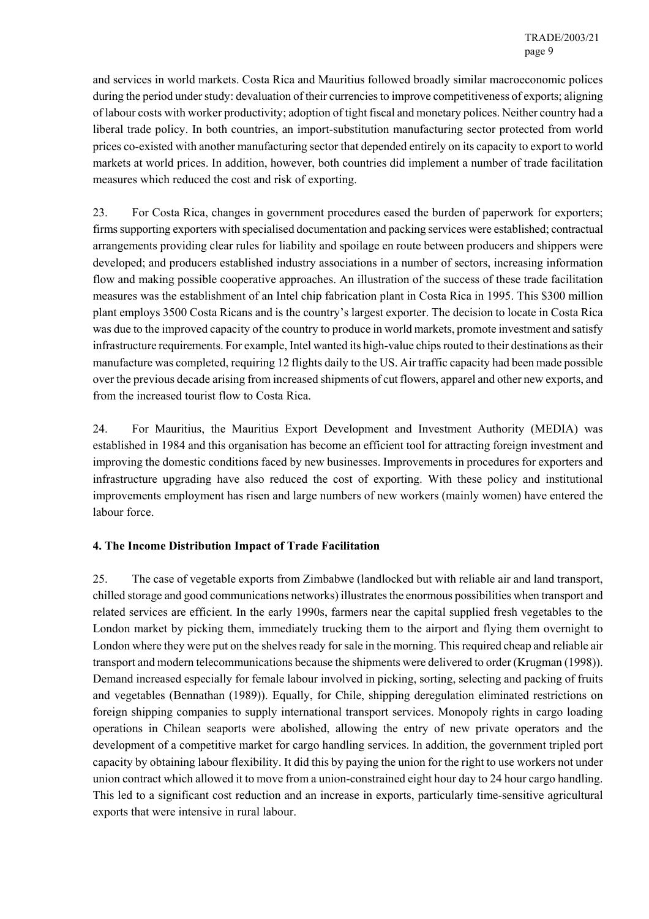and services in world markets. Costa Rica and Mauritius followed broadly similar macroeconomic polices during the period under study: devaluation of their currencies to improve competitiveness of exports; aligning of labour costs with worker productivity; adoption of tight fiscal and monetary polices. Neither country had a liberal trade policy. In both countries, an import-substitution manufacturing sector protected from world prices co-existed with another manufacturing sector that depended entirely on its capacity to export to world markets at world prices. In addition, however, both countries did implement a number of trade facilitation measures which reduced the cost and risk of exporting.

23. For Costa Rica, changes in government procedures eased the burden of paperwork for exporters; firms supporting exporters with specialised documentation and packing services were established; contractual arrangements providing clear rules for liability and spoilage en route between producers and shippers were developed; and producers established industry associations in a number of sectors, increasing information flow and making possible cooperative approaches. An illustration of the success of these trade facilitation measures was the establishment of an Intel chip fabrication plant in Costa Rica in 1995. This $300 million plant employs 3500 Costa Ricans and is the country's largest exporter. The decision to locate in Costa Rica was due to the improved capacity of the country to produce in world markets, promote investment and satisfy infrastructure requirements. For example, Intel wanted its high-value chips routed to their destinations as their manufacture was completed, requiring 12 flights daily to the US. Air traffic capacity had been made possible over the previous decade arising from increased shipments of cut flowers, apparel and other new exports, and from the increased tourist flow to Costa Rica.

24. For Mauritius, the Mauritius Export Development and Investment Authority (MEDIA) was established in 1984 and this organisation has become an efficient tool for attracting foreign investment and improving the domestic conditions faced by new businesses. Improvements in procedures for exporters and infrastructure upgrading have also reduced the cost of exporting. With these policy and institutional improvements employment has risen and large numbers of new workers (mainly women) have entered the labour force.

## 4. The Income Distribution Impact of Trade Facilitation

25. The case of vegetable exports from Zimbabwe (landlocked but with reliable air and land transport, chilled storage and good communications networks) illustrates the enormous possibilities when transport and related services are efficient. In the early 1990s, farmers near the capital supplied fresh vegetables to the London market by picking them, immediately trucking them to the airport and flying them overnight to London where they were put on the shelves ready for sale in the morning. This required cheap and reliable air transport and modern telecommunications because the shipments were delivered to order (Krugman (1998)). Demand increased especially for female labour involved in picking, sorting, selecting and packing of fruits and vegetables (Bennathan (1989)). Equally, for Chile, shipping deregulation eliminated restrictions on foreign shipping companies to supply international transport services. Monopoly rights in cargo loading operations in Chilean seaports were abolished, allowing the entry of new private operators and the development of a competitive market for cargo handling services. In addition, the government tripled port capacity by obtaining labour flexibility. It did this by paying the union for the right to use workers not under union contract which allowed it to move from a union-constrained eight hour day to 24 hour cargo handling. This led to a significant cost reduction and an increase in exports, particularly time-sensitive agricultural exports that were intensive in rural labour.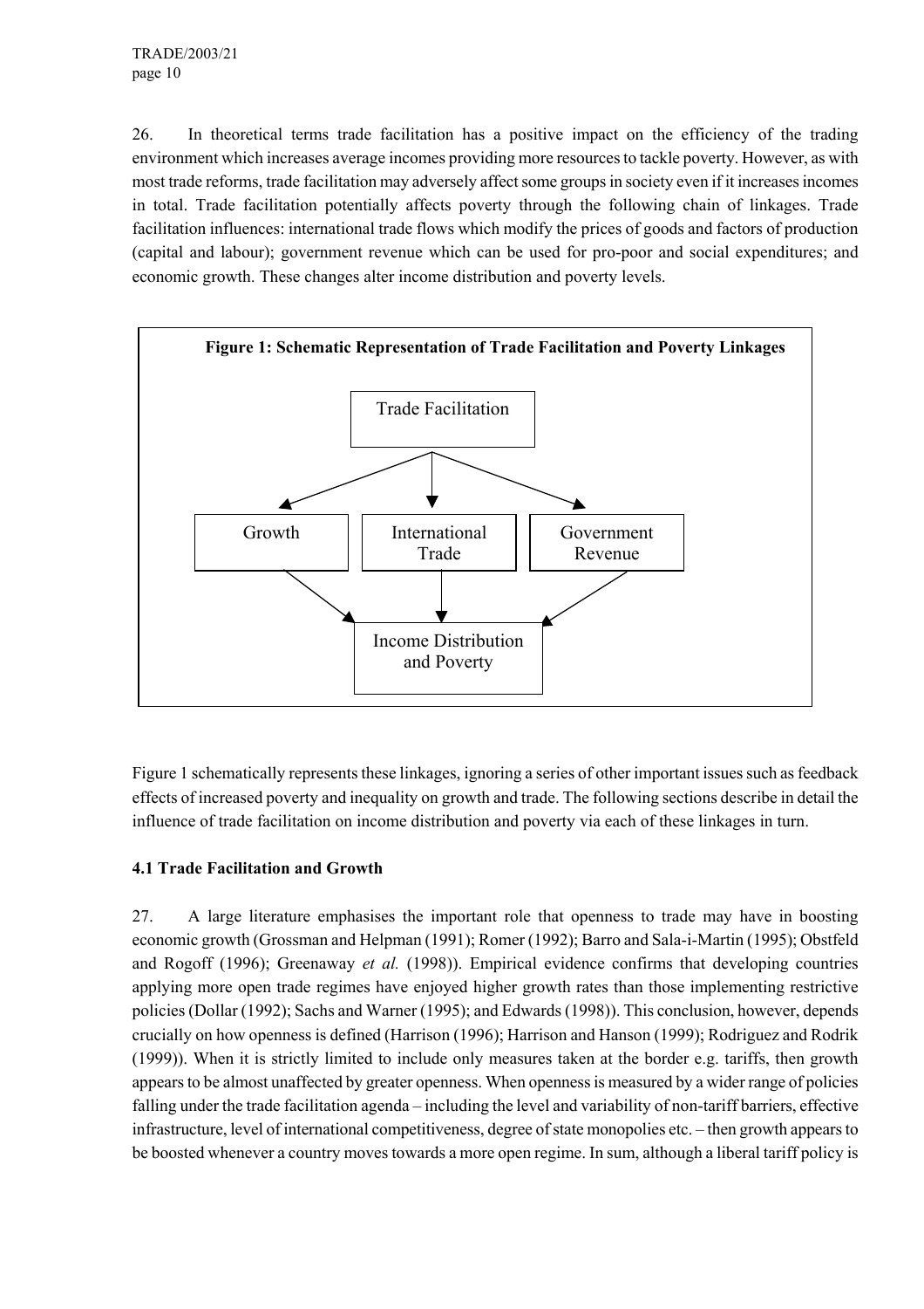26. In theoretical terms trade facilitation has a positive impact on the efficiency of the trading environment which increases average incomes providing more resources to tackle poverty. However, as with most trade reforms, trade facilitation may adversely affect some groups in society even if it increases incomes in total. Trade facilitation potentially affects poverty through the following chain of linkages. Trade facilitation influences: international trade flows which modify the prices of goods and factors of production (capital and labour); government revenue which can be used for pro-poor and social expenditures; and economic growth. These changes alter income distribution and poverty levels.

**Figure 1: Schematic Representation of Trade Facilitation and Poverty Linkages**

Trade Facilitation

Growth | International Trade | Government Revenue

Income Distribution and Poverty

Figure 1 schematically represents these linkages, ignoring a series of other important issues such as feedback effects of increased poverty and inequality on growth and trade. The following sections describe in detail the influence of trade facilitation on income distribution and poverty via each of these linkages in turn.

### 4.1 Trade Facilitation and Growth

27. A large literature emphasises the important role that openness to trade may have in boosting economic growth (Grossman and Helpman (1991); Romer (1992); Barro and Sala-i-Martin (1995); Obstfeld and Rogoff (1996); Greenaway *et al.* (1998)). Empirical evidence confirms that developing countries applying more open trade regimes have enjoyed higher growth rates than those implementing restrictive policies (Dollar (1992); Sachs and Warner (1995); and Edwards (1998)). This conclusion, however, depends crucially on how openness is defined (Harrison (1996); Harrison and Hanson (1999); Rodriguez and Rodrik (1999)). When it is strictly limited to include only measures taken at the border e.g. tariffs, then growth appears to be almost unaffected by greater openness. When openness is measured by a wider range of policies falling under the trade facilitation agenda – including the level and variability of non-tariff barriers, effective infrastructure, level of international competitiveness, degree of state monopolies etc. – then growth appears to be boosted whenever a country moves towards a more open regime. In sum, although a liberal tariff policy is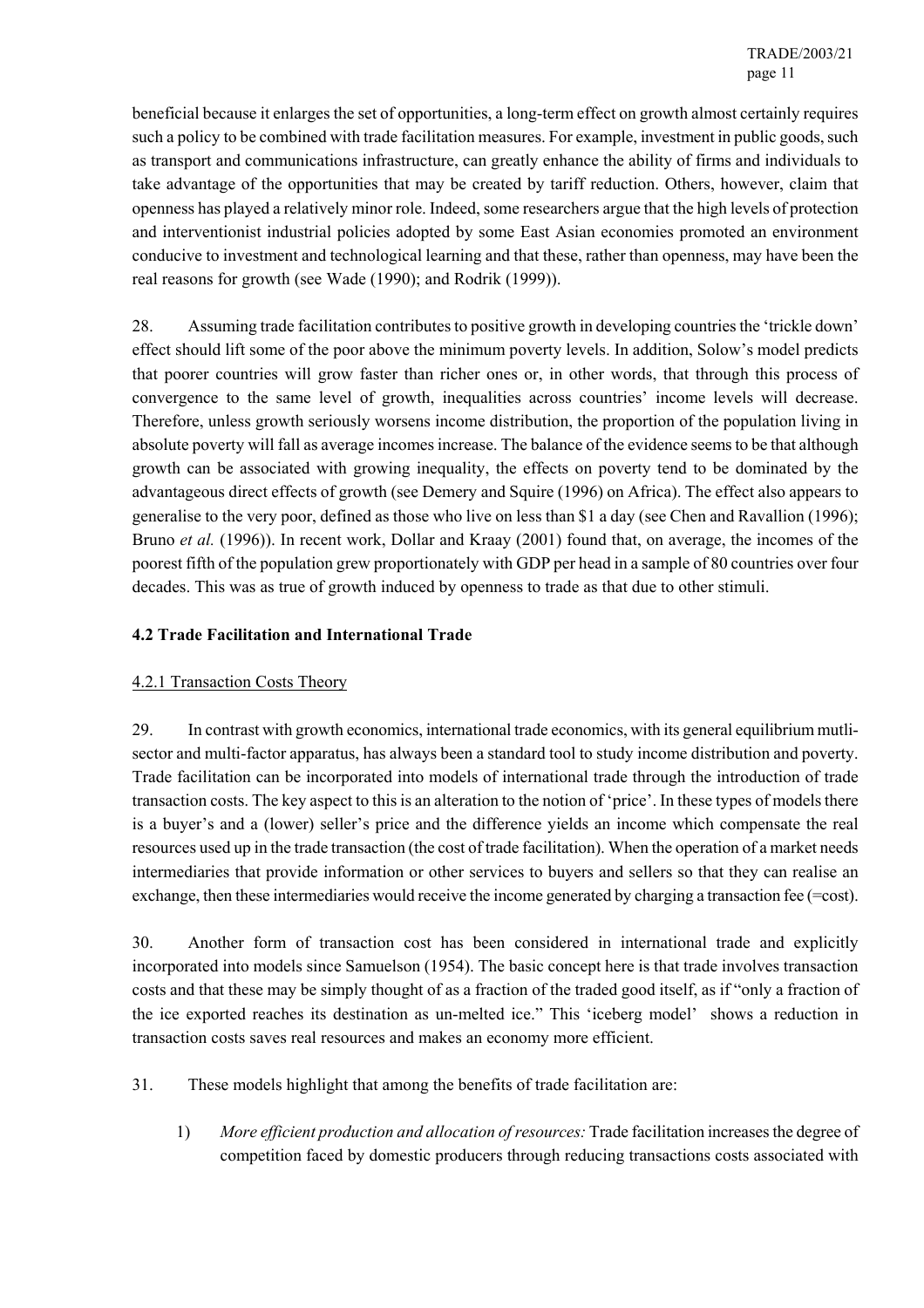beneficial because it enlarges the set of opportunities, a long-term effect on growth almost certainly requires such a policy to be combined with trade facilitation measures. For example, investment in public goods, such as transport and communications infrastructure, can greatly enhance the ability of firms and individuals to take advantage of the opportunities that may be created by tariff reduction. Others, however, claim that openness has played a relatively minor role. Indeed, some researchers argue that the high levels of protection and interventionist industrial policies adopted by some East Asian economies promoted an environment conducive to investment and technological learning and that these, rather than openness, may have been the real reasons for growth (see Wade (1990); and Rodrik (1999)).

28. Assuming trade facilitation contributes to positive growth in developing countries the 'trickle down' effect should lift some of the poor above the minimum poverty levels. In addition, Solow's model predicts that poorer countries will grow faster than richer ones or, in other words, that through this process of convergence to the same level of growth, inequalities across countries' income levels will decrease. Therefore, unless growth seriously worsens income distribution, the proportion of the population living in absolute poverty will fall as average incomes increase. The balance of the evidence seems to be that although growth can be associated with growing inequality, the effects on poverty tend to be dominated by the advantageous direct effects of growth (see Demery and Squire (1996) on Africa). The effect also appears to generalise to the very poor, defined as those who live on less than $1 a day (see Chen and Ravallion (1996); Bruno *et al.* (1996)). In recent work, Dollar and Kraay (2001) found that, on average, the incomes of the poorest fifth of the population grew proportionately with GDP per head in a sample of 80 countries over four decades. This was as true of growth induced by openness to trade as that due to other stimuli.

### 4.2 Trade Facilitation and International Trade

#### 4.2.1 Transaction Costs Theory

29. In contrast with growth economics, international trade economics, with its general equilibrium mutli-sector and multi-factor apparatus, has always been a standard tool to study income distribution and poverty. Trade facilitation can be incorporated into models of international trade through the introduction of trade transaction costs. The key aspect to this is an alteration to the notion of 'price'. In these types of models there is a buyer's and a (lower) seller's price and the difference yields an income which compensate the real resources used up in the trade transaction (the cost of trade facilitation). When the operation of a market needs intermediaries that provide information or other services to buyers and sellers so that they can realise an exchange, then these intermediaries would receive the income generated by charging a transaction fee (=cost).

30. Another form of transaction cost has been considered in international trade and explicitly incorporated into models since Samuelson (1954). The basic concept here is that trade involves transaction costs and that these may be simply thought of as a fraction of the traded good itself, as if "only a fraction of the ice exported reaches its destination as un-melted ice." This 'iceberg model' shows a reduction in transaction costs saves real resources and makes an economy more efficient.

31. These models highlight that among the benefits of trade facilitation are:

1) *More efficient production and allocation of resources:* Trade facilitation increases the degree of competition faced by domestic producers through reducing transactions costs associated with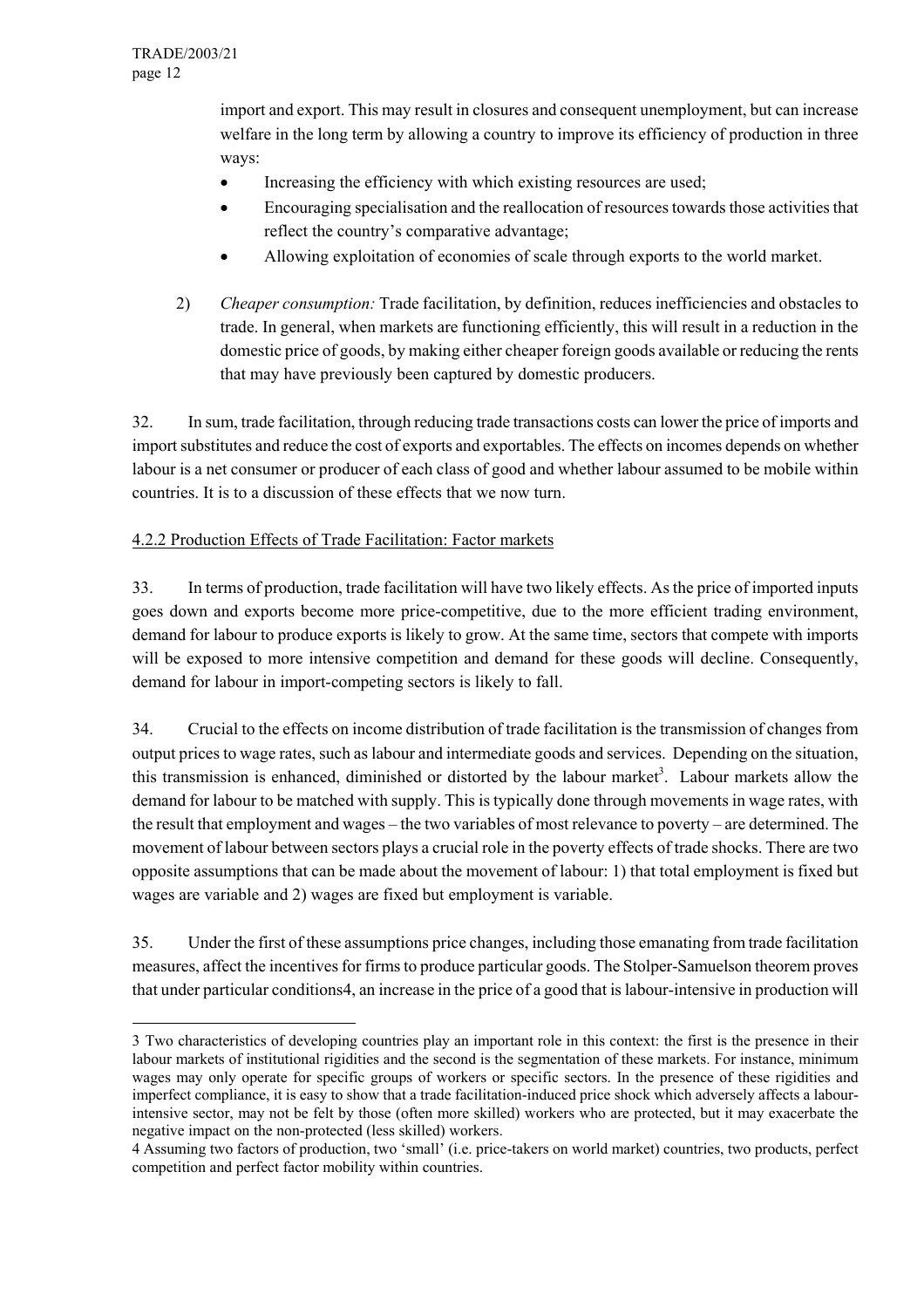import and export. This may result in closures and consequent unemployment, but can increase welfare in the long term by allowing a country to improve its efficiency of production in three ways:

- Increasing the efficiency with which existing resources are used;
- Encouraging specialisation and the reallocation of resources towards those activities that reflect the country's comparative advantage;
- Allowing exploitation of economies of scale through exports to the world market.

2) *Cheaper consumption:* Trade facilitation, by definition, reduces inefficiencies and obstacles to trade. In general, when markets are functioning efficiently, this will result in a reduction in the domestic price of goods, by making either cheaper foreign goods available or reducing the rents that may have previously been captured by domestic producers.

32. In sum, trade facilitation, through reducing trade transactions costs can lower the price of imports and import substitutes and reduce the cost of exports and exportables. The effects on incomes depends on whether labour is a net consumer or producer of each class of good and whether labour assumed to be mobile within countries. It is to a discussion of these effects that we now turn.

#### 4.2.2 Production Effects of Trade Facilitation: Factor markets

33. In terms of production, trade facilitation will have two likely effects. As the price of imported inputs goes down and exports become more price-competitive, due to the more efficient trading environment, demand for labour to produce exports is likely to grow. At the same time, sectors that compete with imports will be exposed to more intensive competition and demand for these goods will decline. Consequently, demand for labour in import-competing sectors is likely to fall.

34. Crucial to the effects on income distribution of trade facilitation is the transmission of changes from output prices to wage rates, such as labour and intermediate goods and services. Depending on the situation, this transmission is enhanced, diminished or distorted by the labour market[3]. Labour markets allow the demand for labour to be matched with supply. This is typically done through movements in wage rates, with the result that employment and wages – the two variables of most relevance to poverty – are determined. The movement of labour between sectors plays a crucial role in the poverty effects of trade shocks. There are two opposite assumptions that can be made about the movement of labour: 1) that total employment is fixed but wages are variable and 2) wages are fixed but employment is variable.

35. Under the first of these assumptions price changes, including those emanating from trade facilitation measures, affect the incentives for firms to produce particular goods. The Stolper-Samuelson theorem proves that under particular conditions4, an increase in the price of a good that is labour-intensive in production will

---

3 Two characteristics of developing countries play an important role in this context: the first is the presence in their labour markets of institutional rigidities and the second is the segmentation of these markets. For instance, minimum wages may only operate for specific groups of workers or specific sectors. In the presence of these rigidities and imperfect compliance, it is easy to show that a trade facilitation-induced price shock which adversely affects a labour-intensive sector, may not be felt by those (often more skilled) workers who are protected, but it may exacerbate the negative impact on the non-protected (less skilled) workers.

4 Assuming two factors of production, two 'small' (i.e. price-takers on world market) countries, two products, perfect competition and perfect factor mobility within countries.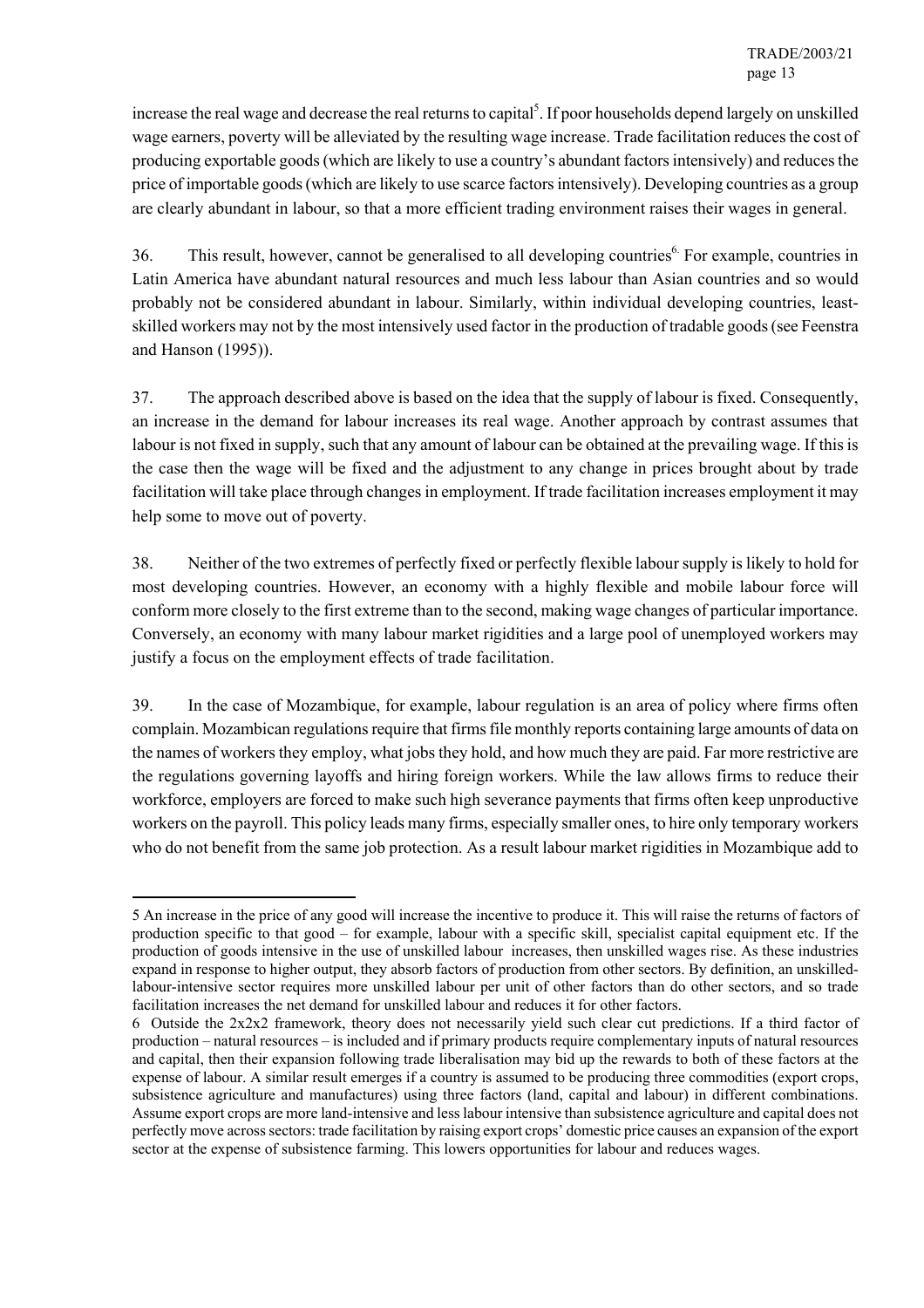increase the real wage and decrease the real returns to capital[5]. If poor households depend largely on unskilled wage earners, poverty will be alleviated by the resulting wage increase. Trade facilitation reduces the cost of producing exportable goods (which are likely to use a country's abundant factors intensively) and reduces the price of importable goods (which are likely to use scarce factors intensively). Developing countries as a group are clearly abundant in labour, so that a more efficient trading environment raises their wages in general.

36. This result, however, cannot be generalised to all developing countries[6]. For example, countries in Latin America have abundant natural resources and much less labour than Asian countries and so would probably not be considered abundant in labour. Similarly, within individual developing countries, least-skilled workers may not by the most intensively used factor in the production of tradable goods (see Feenstra and Hanson (1995)).

37. The approach described above is based on the idea that the supply of labour is fixed. Consequently, an increase in the demand for labour increases its real wage. Another approach by contrast assumes that labour is not fixed in supply, such that any amount of labour can be obtained at the prevailing wage. If this is the case then the wage will be fixed and the adjustment to any change in prices brought about by trade facilitation will take place through changes in employment. If trade facilitation increases employment it may help some to move out of poverty.

38. Neither of the two extremes of perfectly fixed or perfectly flexible labour supply is likely to hold for most developing countries. However, an economy with a highly flexible and mobile labour force will conform more closely to the first extreme than to the second, making wage changes of particular importance. Conversely, an economy with many labour market rigidities and a large pool of unemployed workers may justify a focus on the employment effects of trade facilitation.

39. In the case of Mozambique, for example, labour regulation is an area of policy where firms often complain. Mozambican regulations require that firms file monthly reports containing large amounts of data on the names of workers they employ, what jobs they hold, and how much they are paid. Far more restrictive are the regulations governing layoffs and hiring foreign workers. While the law allows firms to reduce their workforce, employers are forced to make such high severance payments that firms often keep unproductive workers on the payroll. This policy leads many firms, especially smaller ones, to hire only temporary workers who do not benefit from the same job protection. As a result labour market rigidities in Mozambique add to

---

5 An increase in the price of any good will increase the incentive to produce it. This will raise the returns of factors of production specific to that good – for example, labour with a specific skill, specialist capital equipment etc. If the production of goods intensive in the use of unskilled labour increases, then unskilled wages rise. As these industries expand in response to higher output, they absorb factors of production from other sectors. By definition, an unskilled-labour-intensive sector requires more unskilled labour per unit of other factors than do other sectors, and so trade facilitation increases the net demand for unskilled labour and reduces it for other factors.

6 Outside the 2x2x2 framework, theory does not necessarily yield such clear cut predictions. If a third factor of production – natural resources – is included and if primary products require complementary inputs of natural resources and capital, then their expansion following trade liberalisation may bid up the rewards to both of these factors at the expense of labour. A similar result emerges if a country is assumed to be producing three commodities (export crops, subsistence agriculture and manufactures) using three factors (land, capital and labour) in different combinations. Assume export crops are more land-intensive and less labour intensive than subsistence agriculture and capital does not perfectly move across sectors: trade facilitation by raising export crops' domestic price causes an expansion of the export sector at the expense of subsistence farming. This lowers opportunities for labour and reduces wages.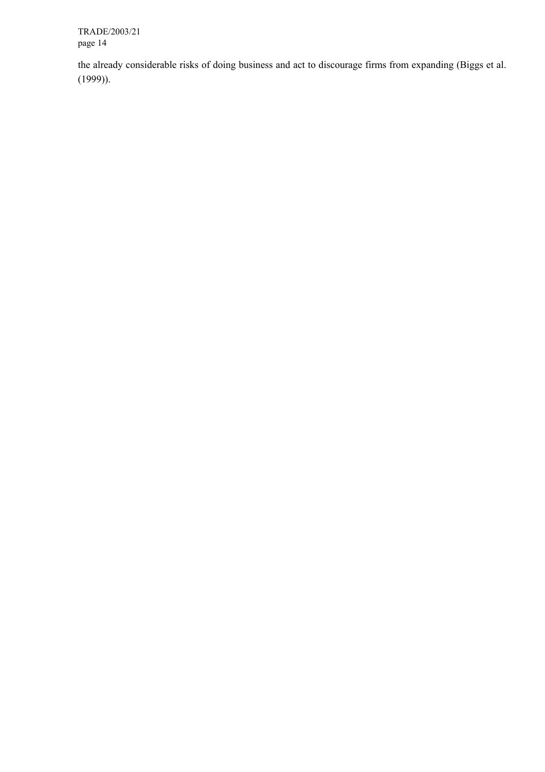the already considerable risks of doing business and act to discourage firms from expanding (Biggs et al. (1999)).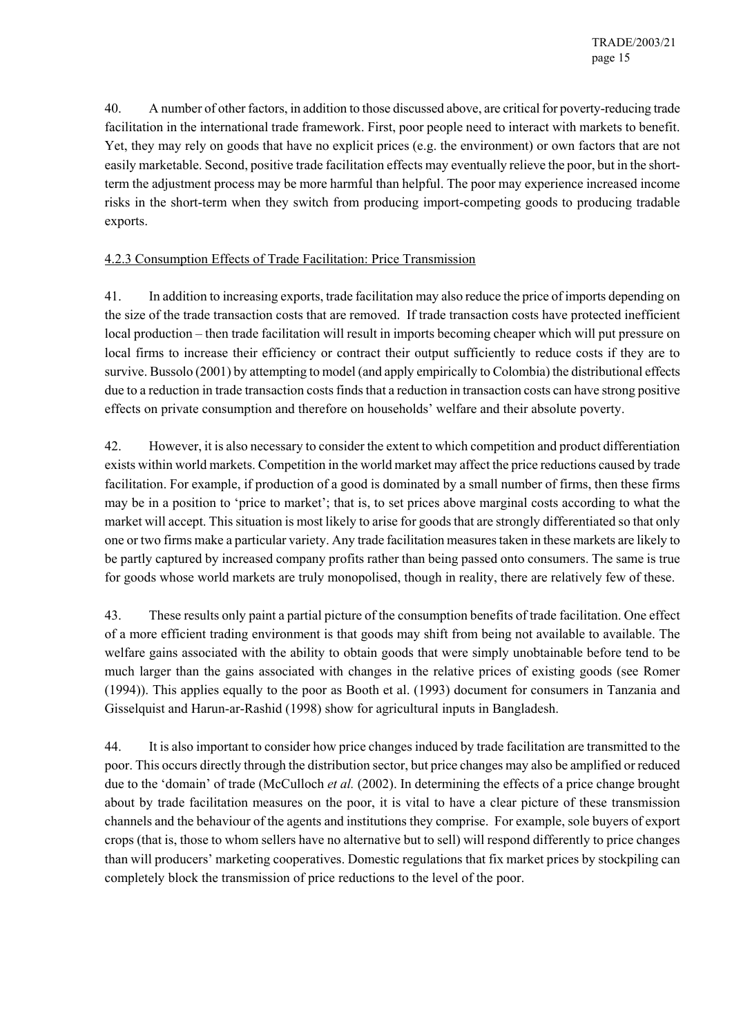40. A number of other factors, in addition to those discussed above, are critical for poverty-reducing trade facilitation in the international trade framework. First, poor people need to interact with markets to benefit. Yet, they may rely on goods that have no explicit prices (e.g. the environment) or own factors that are not easily marketable. Second, positive trade facilitation effects may eventually relieve the poor, but in the short-term the adjustment process may be more harmful than helpful. The poor may experience increased income risks in the short-term when they switch from producing import-competing goods to producing tradable exports.

4.2.3 Consumption Effects of Trade Facilitation: Price Transmission

41. In addition to increasing exports, trade facilitation may also reduce the price of imports depending on the size of the trade transaction costs that are removed. If trade transaction costs have protected inefficient local production – then trade facilitation will result in imports becoming cheaper which will put pressure on local firms to increase their efficiency or contract their output sufficiently to reduce costs if they are to survive. Bussolo (2001) by attempting to model (and apply empirically to Colombia) the distributional effects due to a reduction in trade transaction costs finds that a reduction in transaction costs can have strong positive effects on private consumption and therefore on households' welfare and their absolute poverty.

42. However, it is also necessary to consider the extent to which competition and product differentiation exists within world markets. Competition in the world market may affect the price reductions caused by trade facilitation. For example, if production of a good is dominated by a small number of firms, then these firms may be in a position to 'price to market'; that is, to set prices above marginal costs according to what the market will accept. This situation is most likely to arise for goods that are strongly differentiated so that only one or two firms make a particular variety. Any trade facilitation measures taken in these markets are likely to be partly captured by increased company profits rather than being passed onto consumers. The same is true for goods whose world markets are truly monopolised, though in reality, there are relatively few of these.

43. These results only paint a partial picture of the consumption benefits of trade facilitation. One effect of a more efficient trading environment is that goods may shift from being not available to available. The welfare gains associated with the ability to obtain goods that were simply unobtainable before tend to be much larger than the gains associated with changes in the relative prices of existing goods (see Romer (1994)). This applies equally to the poor as Booth et al. (1993) document for consumers in Tanzania and Gisselquist and Harun-ar-Rashid (1998) show for agricultural inputs in Bangladesh.

44. It is also important to consider how price changes induced by trade facilitation are transmitted to the poor. This occurs directly through the distribution sector, but price changes may also be amplified or reduced due to the 'domain' of trade (McCulloch *et al.* (2002). In determining the effects of a price change brought about by trade facilitation measures on the poor, it is vital to have a clear picture of these transmission channels and the behaviour of the agents and institutions they comprise. For example, sole buyers of export crops (that is, those to whom sellers have no alternative but to sell) will respond differently to price changes than will producers' marketing cooperatives. Domestic regulations that fix market prices by stockpiling can completely block the transmission of price reductions to the level of the poor.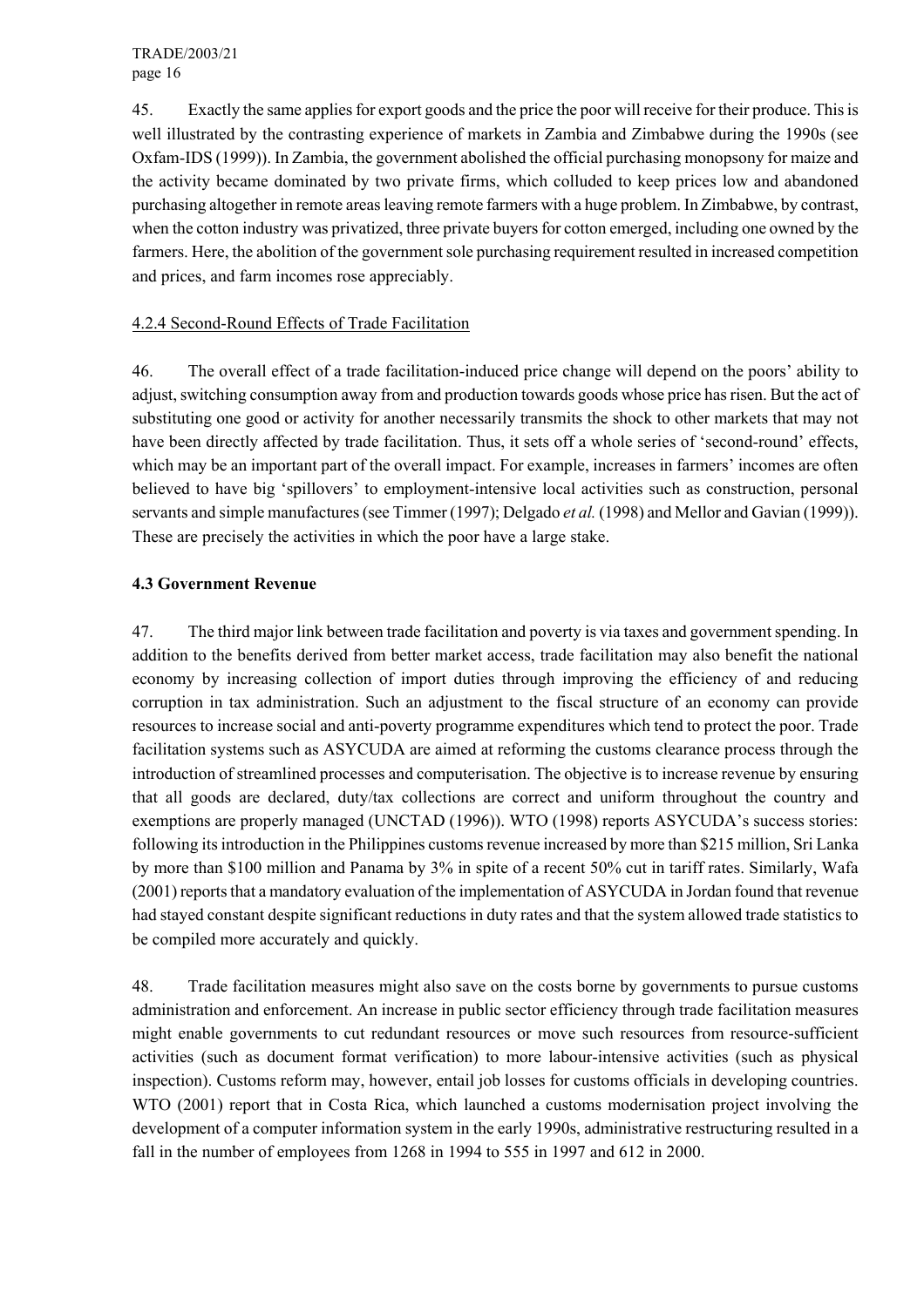45. Exactly the same applies for export goods and the price the poor will receive for their produce. This is well illustrated by the contrasting experience of markets in Zambia and Zimbabwe during the 1990s (see Oxfam-IDS (1999)). In Zambia, the government abolished the official purchasing monopsony for maize and the activity became dominated by two private firms, which colluded to keep prices low and abandoned purchasing altogether in remote areas leaving remote farmers with a huge problem. In Zimbabwe, by contrast, when the cotton industry was privatized, three private buyers for cotton emerged, including one owned by the farmers. Here, the abolition of the government sole purchasing requirement resulted in increased competition and prices, and farm incomes rose appreciably.

#### 4.2.4 Second-Round Effects of Trade Facilitation

46. The overall effect of a trade facilitation-induced price change will depend on the poors' ability to adjust, switching consumption away from and production towards goods whose price has risen. But the act of substituting one good or activity for another necessarily transmits the shock to other markets that may not have been directly affected by trade facilitation. Thus, it sets off a whole series of 'second-round' effects, which may be an important part of the overall impact. For example, increases in farmers' incomes are often believed to have big 'spillovers' to employment-intensive local activities such as construction, personal servants and simple manufactures (see Timmer (1997); Delgado *et al.* (1998) and Mellor and Gavian (1999)). These are precisely the activities in which the poor have a large stake.

### 4.3 Government Revenue

47. The third major link between trade facilitation and poverty is via taxes and government spending. In addition to the benefits derived from better market access, trade facilitation may also benefit the national economy by increasing collection of import duties through improving the efficiency of and reducing corruption in tax administration. Such an adjustment to the fiscal structure of an economy can provide resources to increase social and anti-poverty programme expenditures which tend to protect the poor. Trade facilitation systems such as ASYCUDA are aimed at reforming the customs clearance process through the introduction of streamlined processes and computerisation. The objective is to increase revenue by ensuring that all goods are declared, duty/tax collections are correct and uniform throughout the country and exemptions are properly managed (UNCTAD (1996)). WTO (1998) reports ASYCUDA's success stories: following its introduction in the Philippines customs revenue increased by more than $215 million, Sri Lanka by more than $100 million and Panama by 3% in spite of a recent 50% cut in tariff rates. Similarly, Wafa (2001) reports that a mandatory evaluation of the implementation of ASYCUDA in Jordan found that revenue had stayed constant despite significant reductions in duty rates and that the system allowed trade statistics to be compiled more accurately and quickly.

48. Trade facilitation measures might also save on the costs borne by governments to pursue customs administration and enforcement. An increase in public sector efficiency through trade facilitation measures might enable governments to cut redundant resources or move such resources from resource-sufficient activities (such as document format verification) to more labour-intensive activities (such as physical inspection). Customs reform may, however, entail job losses for customs officials in developing countries. WTO (2001) report that in Costa Rica, which launched a customs modernisation project involving the development of a computer information system in the early 1990s, administrative restructuring resulted in a fall in the number of employees from 1268 in 1994 to 555 in 1997 and 612 in 2000.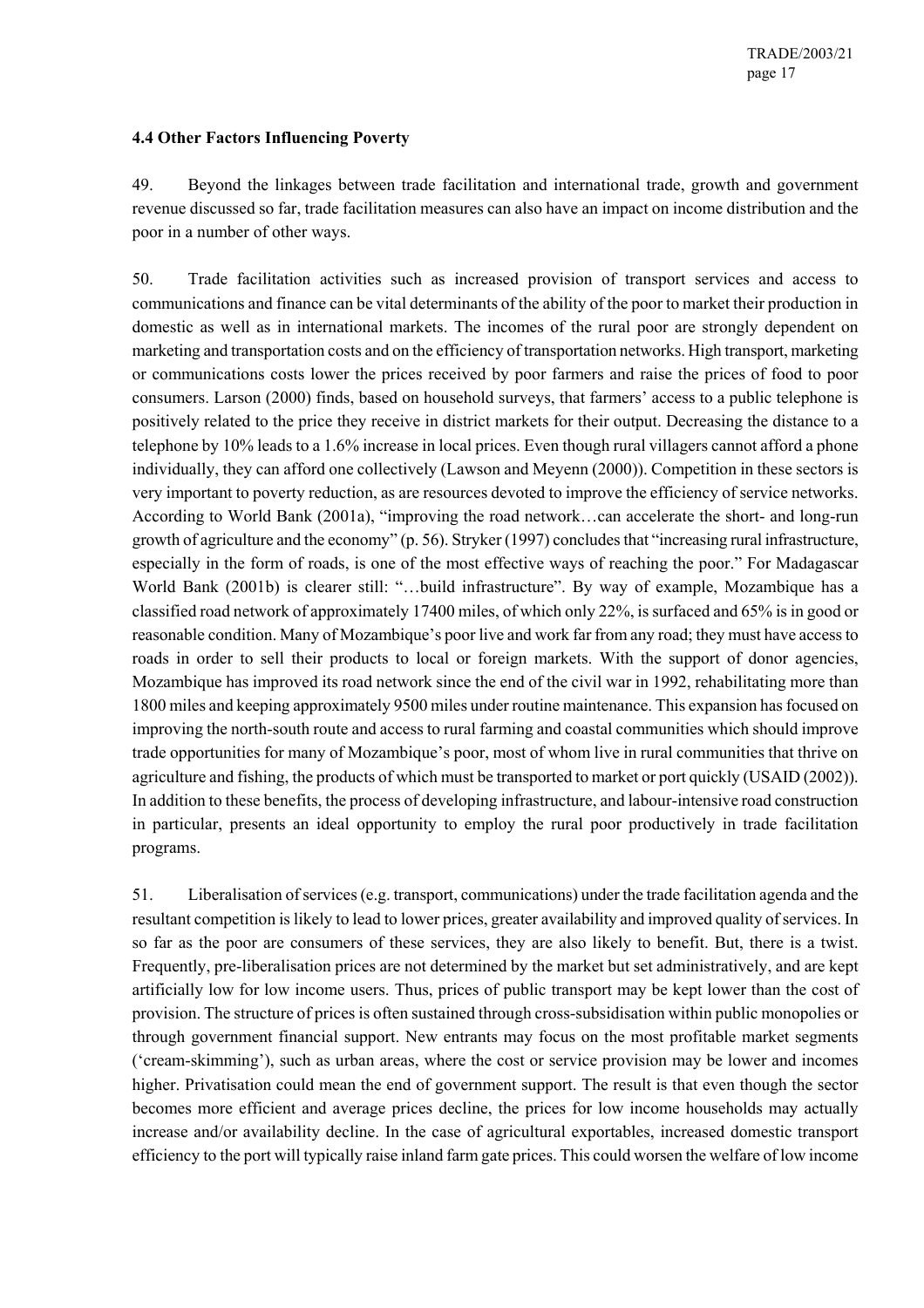### 4.4 Other Factors Influencing Poverty

49. Beyond the linkages between trade facilitation and international trade, growth and government revenue discussed so far, trade facilitation measures can also have an impact on income distribution and the poor in a number of other ways.

50. Trade facilitation activities such as increased provision of transport services and access to communications and finance can be vital determinants of the ability of the poor to market their production in domestic as well as in international markets. The incomes of the rural poor are strongly dependent on marketing and transportation costs and on the efficiency of transportation networks. High transport, marketing or communications costs lower the prices received by poor farmers and raise the prices of food to poor consumers. Larson (2000) finds, based on household surveys, that farmers' access to a public telephone is positively related to the price they receive in district markets for their output. Decreasing the distance to a telephone by 10% leads to a 1.6% increase in local prices. Even though rural villagers cannot afford a phone individually, they can afford one collectively (Lawson and Meyenn (2000)). Competition in these sectors is very important to poverty reduction, as are resources devoted to improve the efficiency of service networks. According to World Bank (2001a), "improving the road network…can accelerate the short- and long-run growth of agriculture and the economy" (p. 56). Stryker (1997) concludes that "increasing rural infrastructure, especially in the form of roads, is one of the most effective ways of reaching the poor." For Madagascar World Bank (2001b) is clearer still: "…build infrastructure". By way of example, Mozambique has a classified road network of approximately 17400 miles, of which only 22%, is surfaced and 65% is in good or reasonable condition. Many of Mozambique's poor live and work far from any road; they must have access to roads in order to sell their products to local or foreign markets. With the support of donor agencies, Mozambique has improved its road network since the end of the civil war in 1992, rehabilitating more than 1800 miles and keeping approximately 9500 miles under routine maintenance. This expansion has focused on improving the north-south route and access to rural farming and coastal communities which should improve trade opportunities for many of Mozambique's poor, most of whom live in rural communities that thrive on agriculture and fishing, the products of which must be transported to market or port quickly (USAID (2002)). In addition to these benefits, the process of developing infrastructure, and labour-intensive road construction in particular, presents an ideal opportunity to employ the rural poor productively in trade facilitation programs.

51. Liberalisation of services (e.g. transport, communications) under the trade facilitation agenda and the resultant competition is likely to lead to lower prices, greater availability and improved quality of services. In so far as the poor are consumers of these services, they are also likely to benefit. But, there is a twist. Frequently, pre-liberalisation prices are not determined by the market but set administratively, and are kept artificially low for low income users. Thus, prices of public transport may be kept lower than the cost of provision. The structure of prices is often sustained through cross-subsidisation within public monopolies or through government financial support. New entrants may focus on the most profitable market segments ('cream-skimming'), such as urban areas, where the cost or service provision may be lower and incomes higher. Privatisation could mean the end of government support. The result is that even though the sector becomes more efficient and average prices decline, the prices for low income households may actually increase and/or availability decline. In the case of agricultural exportables, increased domestic transport efficiency to the port will typically raise inland farm gate prices. This could worsen the welfare of low income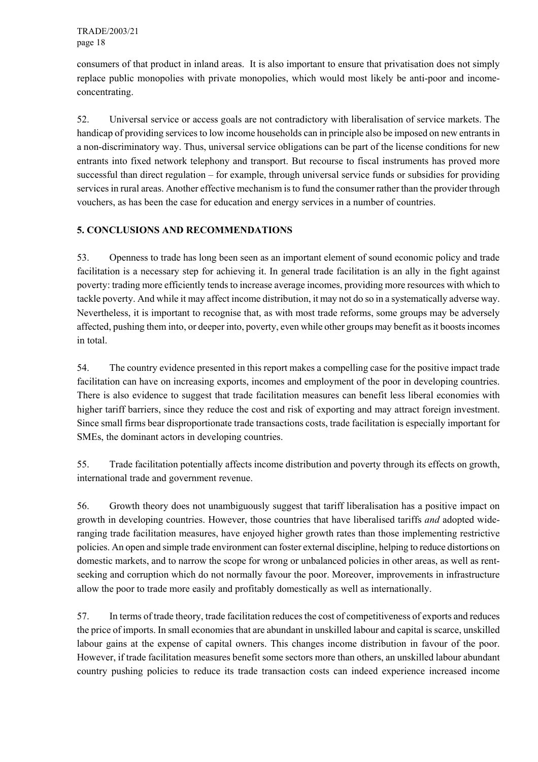consumers of that product in inland areas. It is also important to ensure that privatisation does not simply replace public monopolies with private monopolies, which would most likely be anti-poor and income-concentrating.

52. Universal service or access goals are not contradictory with liberalisation of service markets. The handicap of providing services to low income households can in principle also be imposed on new entrants in a non-discriminatory way. Thus, universal service obligations can be part of the license conditions for new entrants into fixed network telephony and transport. But recourse to fiscal instruments has proved more successful than direct regulation – for example, through universal service funds or subsidies for providing services in rural areas. Another effective mechanism is to fund the consumer rather than the provider through vouchers, as has been the case for education and energy services in a number of countries.

## 5. CONCLUSIONS AND RECOMMENDATIONS

53. Openness to trade has long been seen as an important element of sound economic policy and trade facilitation is a necessary step for achieving it. In general trade facilitation is an ally in the fight against poverty: trading more efficiently tends to increase average incomes, providing more resources with which to tackle poverty. And while it may affect income distribution, it may not do so in a systematically adverse way. Nevertheless, it is important to recognise that, as with most trade reforms, some groups may be adversely affected, pushing them into, or deeper into, poverty, even while other groups may benefit as it boosts incomes in total.

54. The country evidence presented in this report makes a compelling case for the positive impact trade facilitation can have on increasing exports, incomes and employment of the poor in developing countries. There is also evidence to suggest that trade facilitation measures can benefit less liberal economies with higher tariff barriers, since they reduce the cost and risk of exporting and may attract foreign investment. Since small firms bear disproportionate trade transactions costs, trade facilitation is especially important for SMEs, the dominant actors in developing countries.

55. Trade facilitation potentially affects income distribution and poverty through its effects on growth, international trade and government revenue.

56. Growth theory does not unambiguously suggest that tariff liberalisation has a positive impact on growth in developing countries. However, those countries that have liberalised tariffs *and* adopted wide-ranging trade facilitation measures, have enjoyed higher growth rates than those implementing restrictive policies. An open and simple trade environment can foster external discipline, helping to reduce distortions on domestic markets, and to narrow the scope for wrong or unbalanced policies in other areas, as well as rent-seeking and corruption which do not normally favour the poor. Moreover, improvements in infrastructure allow the poor to trade more easily and profitably domestically as well as internationally.

57. In terms of trade theory, trade facilitation reduces the cost of competitiveness of exports and reduces the price of imports. In small economies that are abundant in unskilled labour and capital is scarce, unskilled labour gains at the expense of capital owners. This changes income distribution in favour of the poor. However, if trade facilitation measures benefit some sectors more than others, an unskilled labour abundant country pushing policies to reduce its trade transaction costs can indeed experience increased income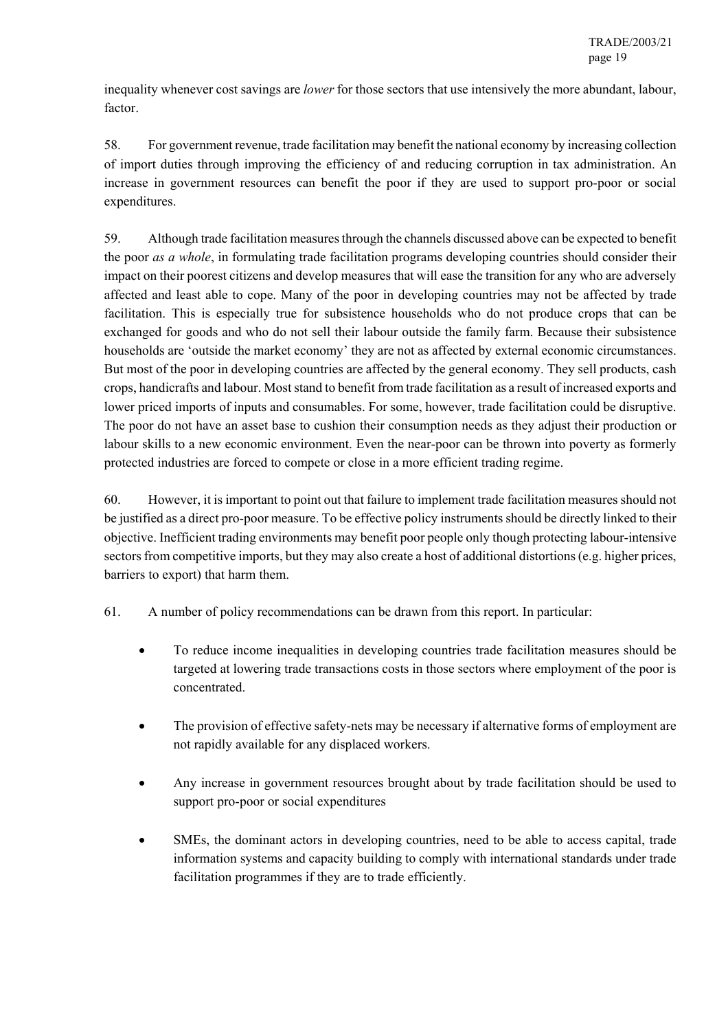inequality whenever cost savings are *lower* for those sectors that use intensively the more abundant, labour, factor.

58. For government revenue, trade facilitation may benefit the national economy by increasing collection of import duties through improving the efficiency of and reducing corruption in tax administration. An increase in government resources can benefit the poor if they are used to support pro-poor or social expenditures.

59. Although trade facilitation measures through the channels discussed above can be expected to benefit the poor *as a whole*, in formulating trade facilitation programs developing countries should consider their impact on their poorest citizens and develop measures that will ease the transition for any who are adversely affected and least able to cope. Many of the poor in developing countries may not be affected by trade facilitation. This is especially true for subsistence households who do not produce crops that can be exchanged for goods and who do not sell their labour outside the family farm. Because their subsistence households are 'outside the market economy' they are not as affected by external economic circumstances. But most of the poor in developing countries are affected by the general economy. They sell products, cash crops, handicrafts and labour. Most stand to benefit from trade facilitation as a result of increased exports and lower priced imports of inputs and consumables. For some, however, trade facilitation could be disruptive. The poor do not have an asset base to cushion their consumption needs as they adjust their production or labour skills to a new economic environment. Even the near-poor can be thrown into poverty as formerly protected industries are forced to compete or close in a more efficient trading regime.

60. However, it is important to point out that failure to implement trade facilitation measures should not be justified as a direct pro-poor measure. To be effective policy instruments should be directly linked to their objective. Inefficient trading environments may benefit poor people only though protecting labour-intensive sectors from competitive imports, but they may also create a host of additional distortions (e.g. higher prices, barriers to export) that harm them.

61. A number of policy recommendations can be drawn from this report. In particular:

- To reduce income inequalities in developing countries trade facilitation measures should be targeted at lowering trade transactions costs in those sectors where employment of the poor is concentrated.

- The provision of effective safety-nets may be necessary if alternative forms of employment are not rapidly available for any displaced workers.

- Any increase in government resources brought about by trade facilitation should be used to support pro-poor or social expenditures

- SMEs, the dominant actors in developing countries, need to be able to access capital, trade information systems and capacity building to comply with international standards under trade facilitation programmes if they are to trade efficiently.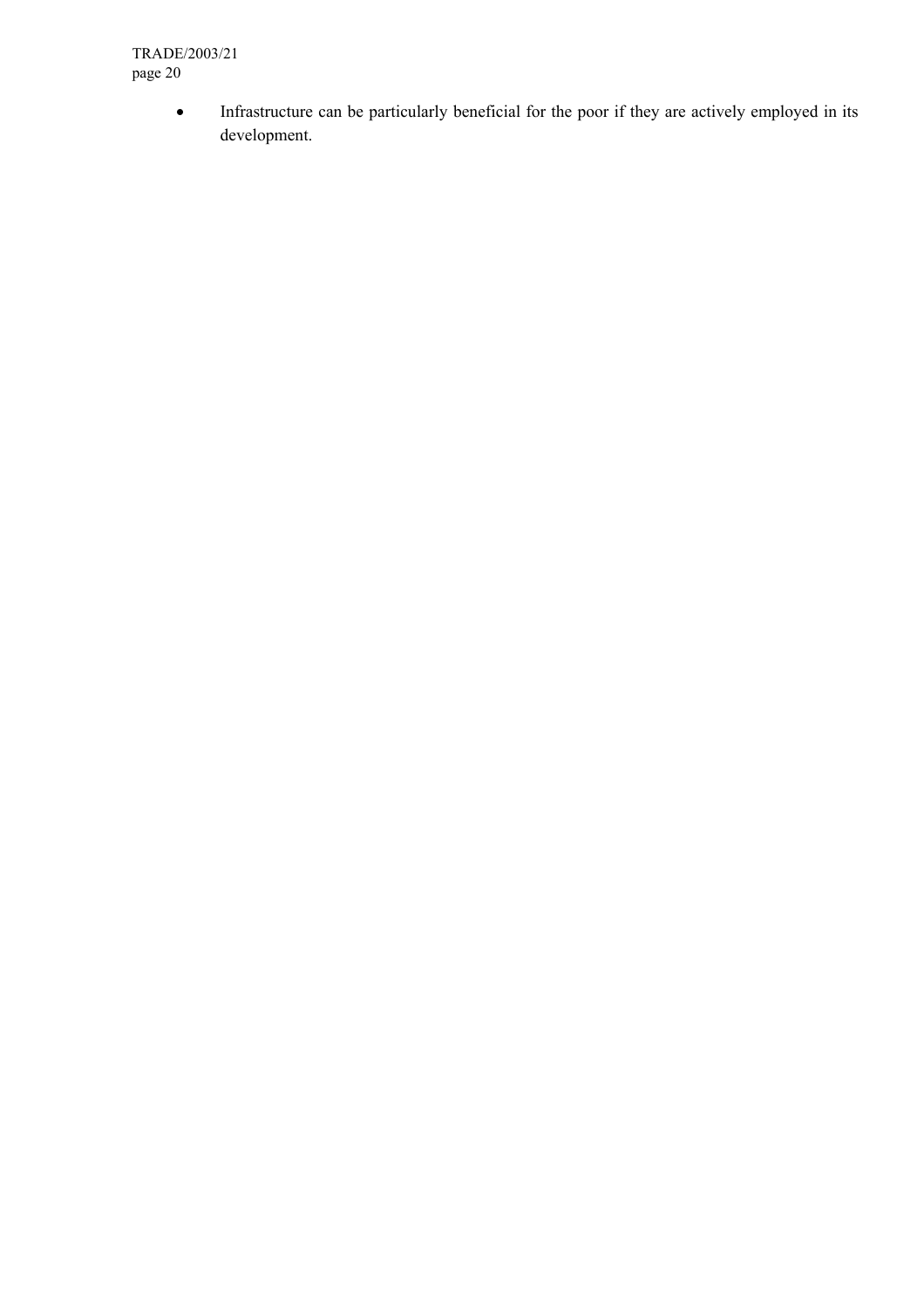- Infrastructure can be particularly beneficial for the poor if they are actively employed in its development.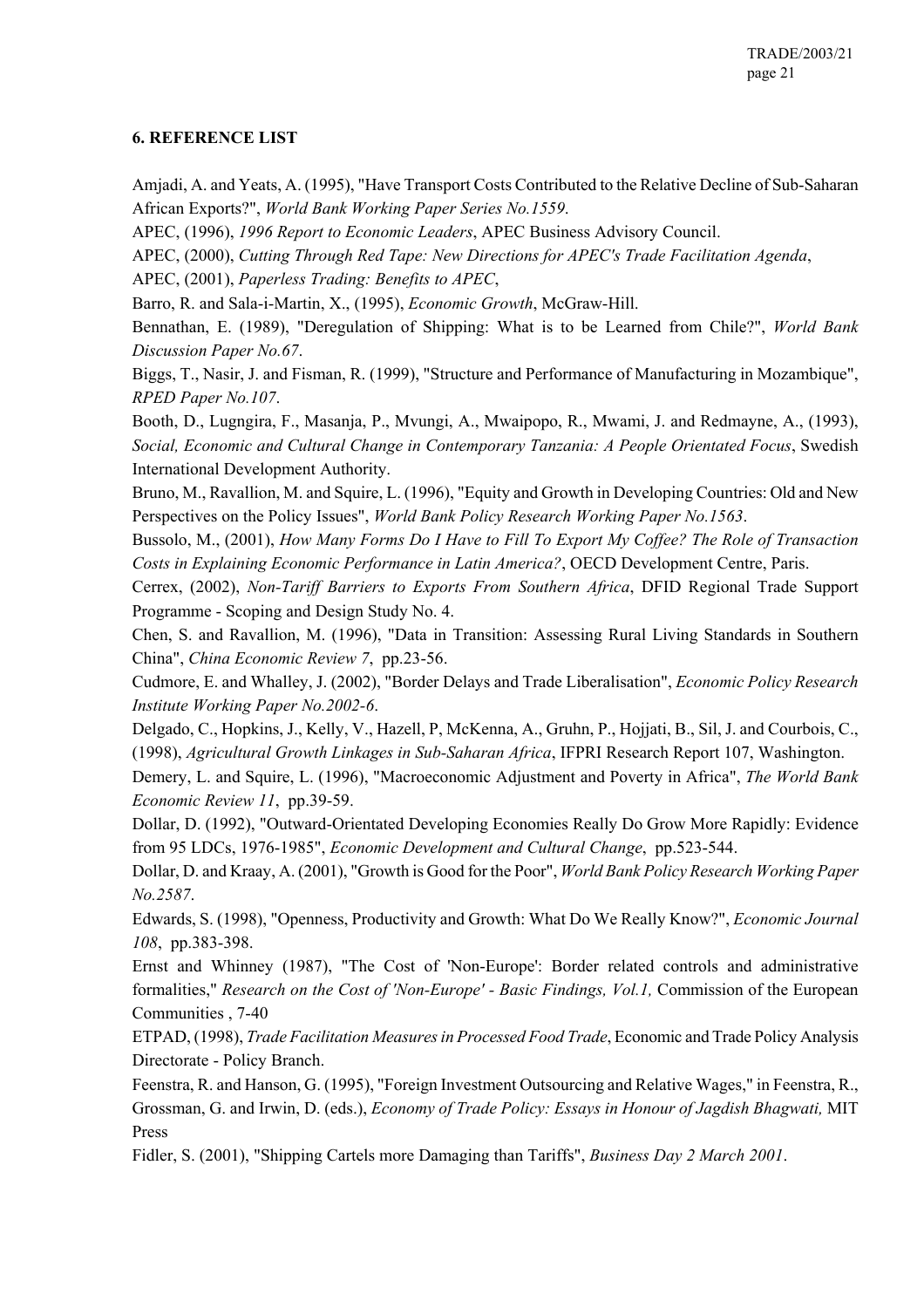## 6. REFERENCE LIST

Amjadi, A. and Yeats, A. (1995), "Have Transport Costs Contributed to the Relative Decline of Sub-Saharan African Exports?", *World Bank Working Paper Series No.1559*.

APEC, (1996), *1996 Report to Economic Leaders*, APEC Business Advisory Council.

APEC, (2000), *Cutting Through Red Tape: New Directions for APEC's Trade Facilitation Agenda*,

APEC, (2001), *Paperless Trading: Benefits to APEC*,

Barro, R. and Sala-i-Martin, X., (1995), *Economic Growth*, McGraw-Hill.

Bennathan, E. (1989), "Deregulation of Shipping: What is to be Learned from Chile?", *World Bank Discussion Paper No.67*.

Biggs, T., Nasir, J. and Fisman, R. (1999), "Structure and Performance of Manufacturing in Mozambique", *RPED Paper No.107*.

Booth, D., Lugngira, F., Masanja, P., Mvungi, A., Mwaipopo, R., Mwami, J. and Redmayne, A., (1993), *Social, Economic and Cultural Change in Contemporary Tanzania: A People Orientated Focus*, Swedish International Development Authority.

Bruno, M., Ravallion, M. and Squire, L. (1996), "Equity and Growth in Developing Countries: Old and New Perspectives on the Policy Issues", *World Bank Policy Research Working Paper No.1563*.

Bussolo, M., (2001), *How Many Forms Do I Have to Fill To Export My Coffee? The Role of Transaction Costs in Explaining Economic Performance in Latin America?*, OECD Development Centre, Paris.

Cerrex, (2002), *Non-Tariff Barriers to Exports From Southern Africa*, DFID Regional Trade Support Programme - Scoping and Design Study No. 4.

Chen, S. and Ravallion, M. (1996), "Data in Transition: Assessing Rural Living Standards in Southern China", *China Economic Review 7*, pp.23-56.

Cudmore, E. and Whalley, J. (2002), "Border Delays and Trade Liberalisation", *Economic Policy Research Institute Working Paper No.2002-6*.

Delgado, C., Hopkins, J., Kelly, V., Hazell, P, McKenna, A., Gruhn, P., Hojjati, B., Sil, J. and Courbois, C., (1998), *Agricultural Growth Linkages in Sub-Saharan Africa*, IFPRI Research Report 107, Washington.

Demery, L. and Squire, L. (1996), "Macroeconomic Adjustment and Poverty in Africa", *The World Bank Economic Review 11*, pp.39-59.

Dollar, D. (1992), "Outward-Orientated Developing Economies Really Do Grow More Rapidly: Evidence from 95 LDCs, 1976-1985", *Economic Development and Cultural Change*, pp.523-544.

Dollar, D. and Kraay, A. (2001), "Growth is Good for the Poor", *World Bank Policy Research Working Paper No.2587*.

Edwards, S. (1998), "Openness, Productivity and Growth: What Do We Really Know?", *Economic Journal 108*, pp.383-398.

Ernst and Whinney (1987), "The Cost of 'Non-Europe': Border related controls and administrative formalities," *Research on the Cost of 'Non-Europe' - Basic Findings, Vol.1,* Commission of the European Communities , 7-40

ETPAD, (1998), *Trade Facilitation Measures in Processed Food Trade*, Economic and Trade Policy Analysis Directorate - Policy Branch.

Feenstra, R. and Hanson, G. (1995), "Foreign Investment Outsourcing and Relative Wages," in Feenstra, R., Grossman, G. and Irwin, D. (eds.), *Economy of Trade Policy: Essays in Honour of Jagdish Bhagwati,* MIT Press

Fidler, S. (2001), "Shipping Cartels more Damaging than Tariffs", *Business Day 2 March 2001*.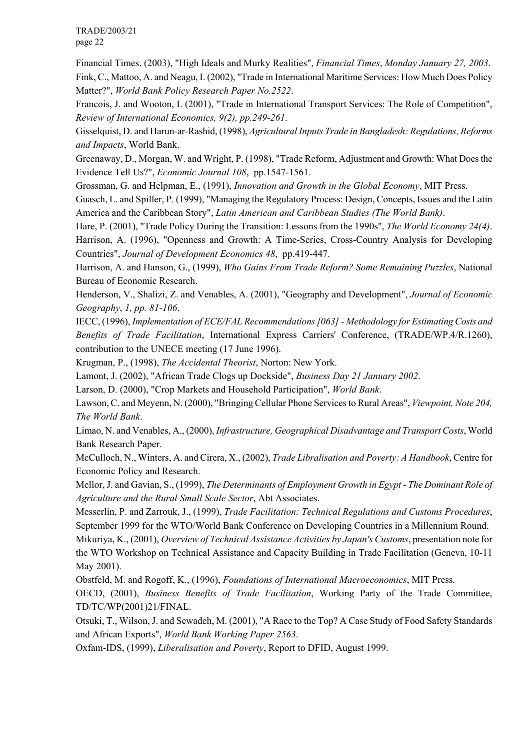Financial Times. (2003), "High Ideals and Murky Realities", *Financial Times*, *Monday January 27, 2003*.

Fink, C., Mattoo, A. and Neagu, I. (2002), "Trade in International Maritime Services: How Much Does Policy Matter?", *World Bank Policy Research Paper No.2522*.

Francois, J. and Wooton, I. (2001), "Trade in International Transport Services: The Role of Competition", *Review of International Economics, 9(2), pp.249-261*.

Gisselquist, D. and Harun-ar-Rashid, (1998), *Agricultural Inputs Trade in Bangladesh: Regulations, Reforms and Impacts*, World Bank.

Greenaway, D., Morgan, W. and Wright, P. (1998), "Trade Reform, Adjustment and Growth: What Does the Evidence Tell Us?", *Economic Journal 108*, pp.1547-1561.

Grossman, G. and Helpman, E., (1991), *Innovation and Growth in the Global Economy*, MIT Press.

Guasch, L. and Spiller, P. (1999), "Managing the Regulatory Process: Design, Concepts, Issues and the Latin America and the Caribbean Story", *Latin American and Caribbean Studies (The World Bank)*.

Hare, P. (2001), "Trade Policy During the Transition: Lessons from the 1990s", *The World Economy 24(4)*.

Harrison, A. (1996), "Openness and Growth: A Time-Series, Cross-Country Analysis for Developing Countries", *Journal of Development Economics 48*, pp.419-447.

Harrison, A. and Hanson, G., (1999), *Who Gains From Trade Reform? Some Remaining Puzzles*, National Bureau of Economic Research.

Henderson, V., Shalizi, Z. and Venables, A. (2001), "Geography and Development", *Journal of Economic Geography*, *1, pp. 81-106*.

IECC, (1996), *Implementation of ECE/FAL Recommendations [063] - Methodology for Estimating Costs and Benefits of Trade Facilitation*, International Express Carriers' Conference, (TRADE/WP.4/R.1260), contribution to the UNECE meeting (17 June 1996).

Krugman, P., (1998), *The Accidental Theorist*, Norton: New York.

Lamont, J. (2002), "African Trade Clogs up Dockside", *Business Day 21 January 2002*.

Larson, D. (2000), "Crop Markets and Household Participation", *World Bank*.

Lawson, C. and Meyenn, N. (2000), "Bringing Cellular Phone Services to Rural Areas", *Viewpoint, Note 204, The World Bank*.

Limao, N. and Venables, A., (2000), *Infrastructure, Geographical Disadvantage and Transport Costs*, World Bank Research Paper.

McCulloch, N., Winters, A. and Cirera, X., (2002), *Trade Libralisation and Poverty: A Handbook*, Centre for Economic Policy and Research.

Mellor, J. and Gavian, S., (1999), *The Determinants of Employment Growth in Egypt - The Dominant Role of Agriculture and the Rural Small Scale Sector*, Abt Associates.

Messerlin, P. and Zarrouk, J., (1999), *Trade Facilitation: Technical Regulations and Customs Procedures*, September 1999 for the WTO/World Bank Conference on Developing Countries in a Millennium Round.

Mikuriya, K., (2001), *Overview of Technical Assistance Activities by Japan's Customs*, presentation note for the WTO Workshop on Technical Assistance and Capacity Building in Trade Facilitation (Geneva, 10-11 May 2001).

Obstfeld, M. and Rogoff, K., (1996), *Foundations of International Macroeconomics*, MIT Press.

OECD, (2001), *Business Benefits of Trade Facilitation*, Working Party of the Trade Committee, TD/TC/WP(2001)21/FINAL.

Otsuki, T., Wilson, J. and Sewadeh, M. (2001), "A Race to the Top? A Case Study of Food Safety Standards and African Exports", *World Bank Working Paper 2563*.

Oxfam-IDS, (1999), *Liberalisation and Poverty*, Report to DFID, August 1999.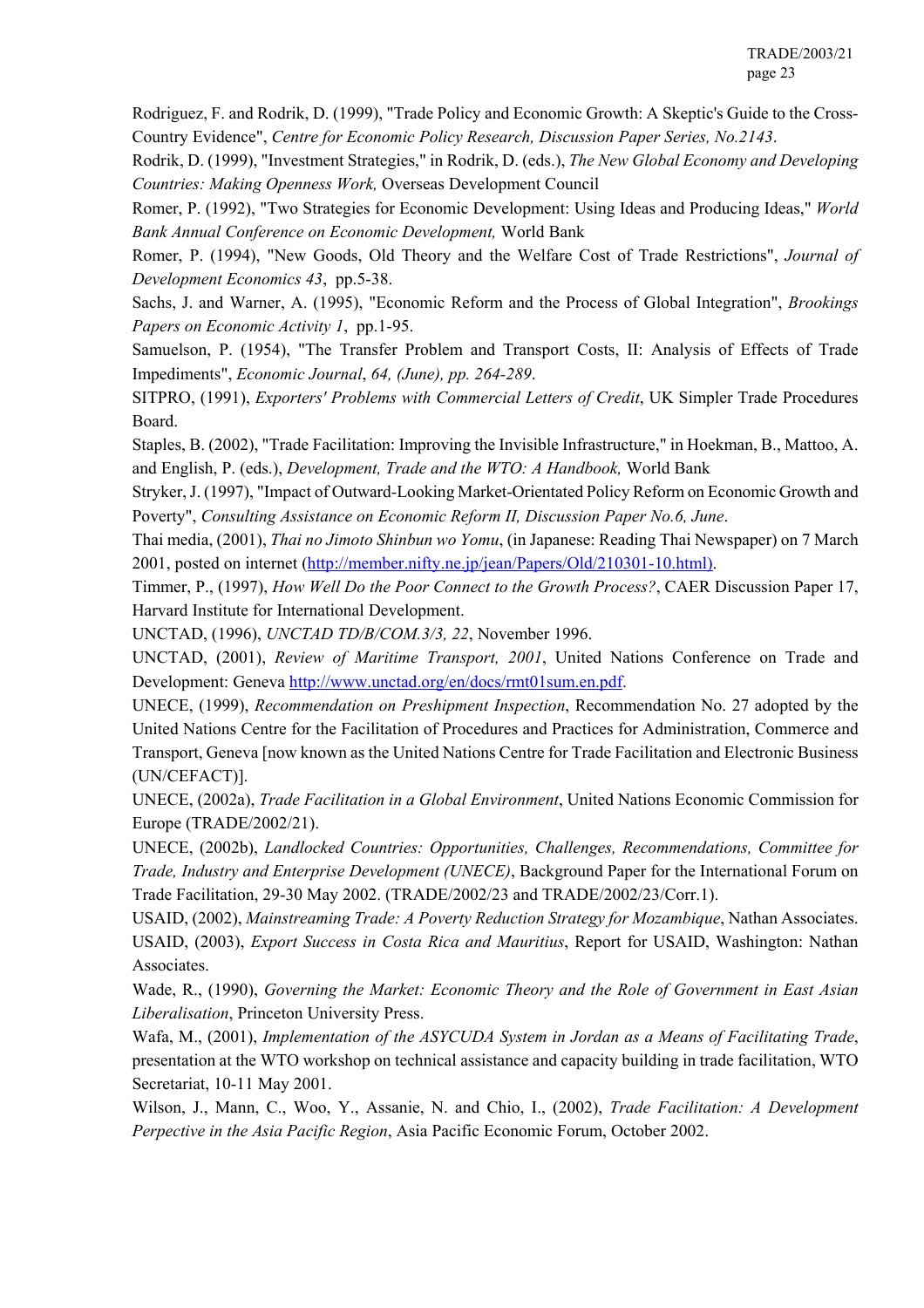Rodriguez, F. and Rodrik, D. (1999), "Trade Policy and Economic Growth: A Skeptic's Guide to the Cross-Country Evidence", *Centre for Economic Policy Research, Discussion Paper Series, No.2143*.

Rodrik, D. (1999), "Investment Strategies," in Rodrik, D. (eds.), *The New Global Economy and Developing Countries: Making Openness Work,* Overseas Development Council

Romer, P. (1992), "Two Strategies for Economic Development: Using Ideas and Producing Ideas," *World Bank Annual Conference on Economic Development,* World Bank

Romer, P. (1994), "New Goods, Old Theory and the Welfare Cost of Trade Restrictions", *Journal of Development Economics 43*, pp.5-38.

Sachs, J. and Warner, A. (1995), "Economic Reform and the Process of Global Integration", *Brookings Papers on Economic Activity 1*, pp.1-95.

Samuelson, P. (1954), "The Transfer Problem and Transport Costs, II: Analysis of Effects of Trade Impediments", *Economic Journal*, *64, (June), pp. 264-289*.

SITPRO, (1991), *Exporters' Problems with Commercial Letters of Credit*, UK Simpler Trade Procedures Board.

Staples, B. (2002), "Trade Facilitation: Improving the Invisible Infrastructure," in Hoekman, B., Mattoo, A. and English, P. (eds.), *Development, Trade and the WTO: A Handbook,* World Bank

Stryker, J. (1997), "Impact of Outward-Looking Market-Orientated Policy Reform on Economic Growth and Poverty", *Consulting Assistance on Economic Reform II, Discussion Paper No.6, June*.

Thai media, (2001), *Thai no Jimoto Shinbun wo Yomu*, (in Japanese: Reading Thai Newspaper) on 7 March 2001, posted on internet (http://member.nifty.ne.jp/jean/Papers/Old/210301-10.html).

Timmer, P., (1997), *How Well Do the Poor Connect to the Growth Process?*, CAER Discussion Paper 17, Harvard Institute for International Development.

UNCTAD, (1996), *UNCTAD TD/B/COM.3/3, 22*, November 1996.

UNCTAD, (2001), *Review of Maritime Transport, 2001*, United Nations Conference on Trade and Development: Geneva http://www.unctad.org/en/docs/rmt01sum.en.pdf.

UNECE, (1999), *Recommendation on Preshipment Inspection*, Recommendation No. 27 adopted by the United Nations Centre for the Facilitation of Procedures and Practices for Administration, Commerce and Transport, Geneva [now known as the United Nations Centre for Trade Facilitation and Electronic Business (UN/CEFACT)].

UNECE, (2002a), *Trade Facilitation in a Global Environment*, United Nations Economic Commission for Europe (TRADE/2002/21).

UNECE, (2002b), *Landlocked Countries: Opportunities, Challenges, Recommendations, Committee for Trade, Industry and Enterprise Development (UNECE)*, Background Paper for the International Forum on Trade Facilitation, 29-30 May 2002. (TRADE/2002/23 and TRADE/2002/23/Corr.1).

USAID, (2002), *Mainstreaming Trade: A Poverty Reduction Strategy for Mozambique*, Nathan Associates.

USAID, (2003), *Export Success in Costa Rica and Mauritius*, Report for USAID, Washington: Nathan Associates.

Wade, R., (1990), *Governing the Market: Economic Theory and the Role of Government in East Asian Liberalisation*, Princeton University Press.

Wafa, M., (2001), *Implementation of the ASYCUDA System in Jordan as a Means of Facilitating Trade*, presentation at the WTO workshop on technical assistance and capacity building in trade facilitation, WTO Secretariat, 10-11 May 2001.

Wilson, J., Mann, C., Woo, Y., Assanie, N. and Chio, I., (2002), *Trade Facilitation: A Development Perpective in the Asia Pacific Region*, Asia Pacific Economic Forum, October 2002.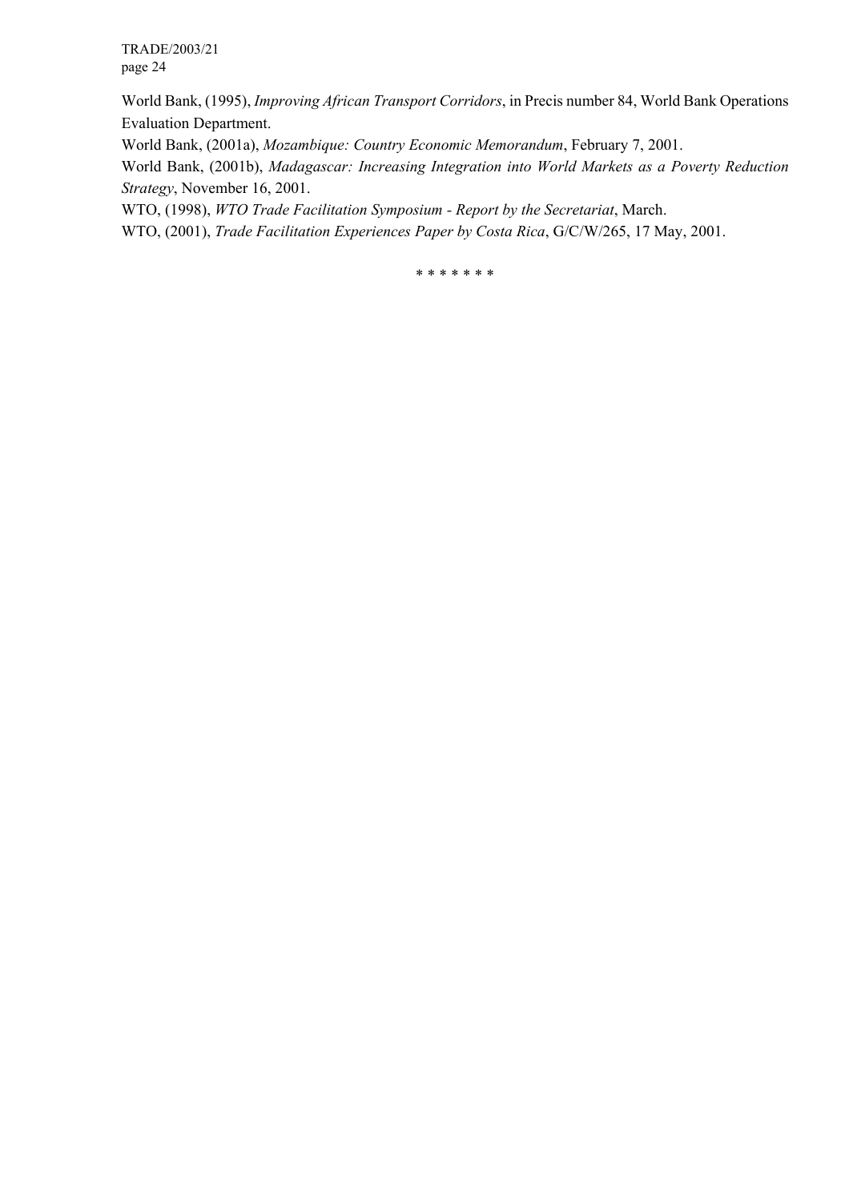World Bank, (1995), *Improving African Transport Corridors*, in Precis number 84, World Bank Operations Evaluation Department.

World Bank, (2001a), *Mozambique: Country Economic Memorandum*, February 7, 2001.

World Bank, (2001b), *Madagascar: Increasing Integration into World Markets as a Poverty Reduction Strategy*, November 16, 2001.

WTO, (1998), *WTO Trade Facilitation Symposium - Report by the Secretariat*, March.

WTO, (2001), *Trade Facilitation Experiences Paper by Costa Rica*, G/C/W/265, 17 May, 2001.

* * * * * * *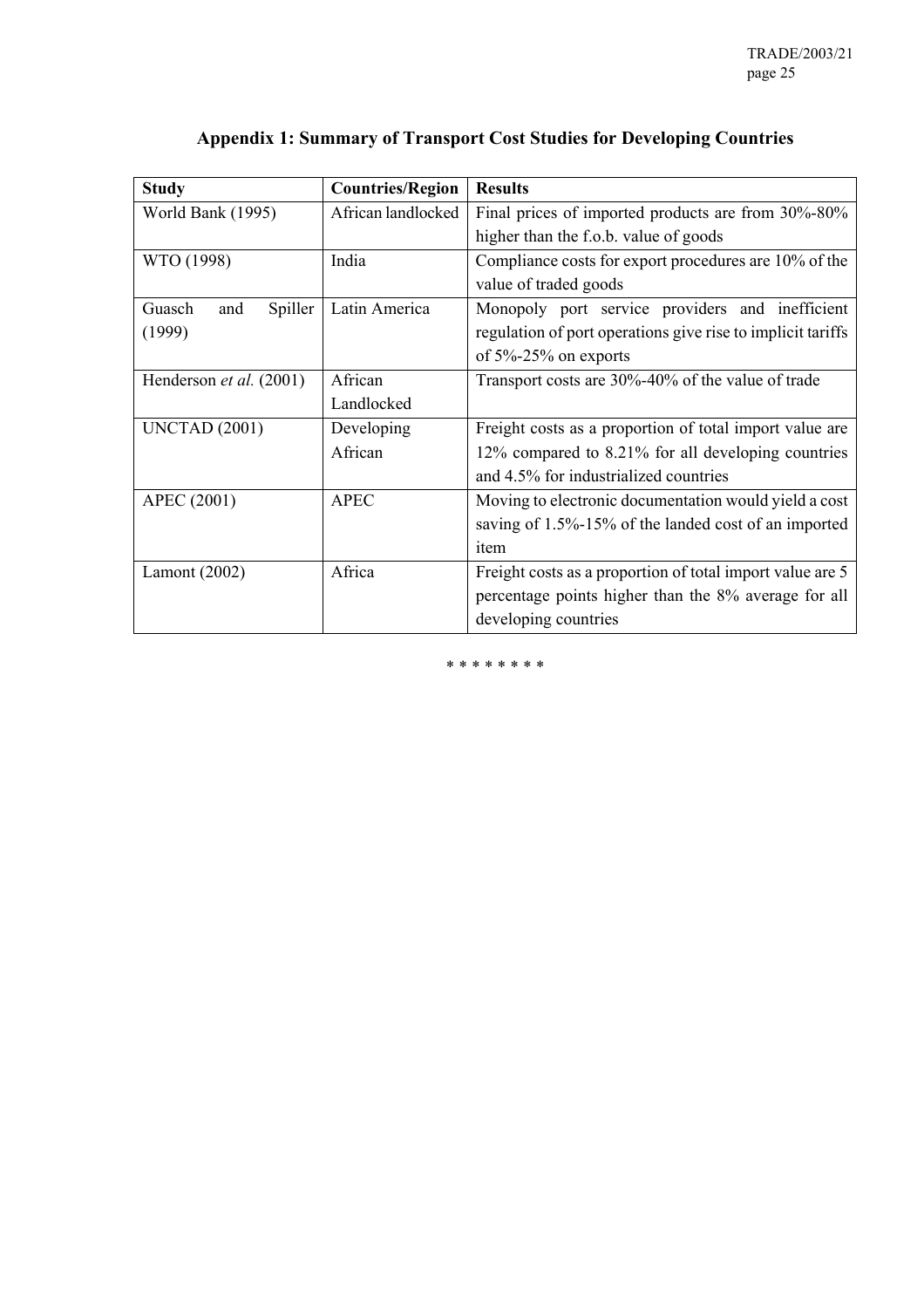## Appendix 1: Summary of Transport Cost Studies for Developing Countries

| Study | Countries/Region | Results |
| --- | --- | --- |
| World Bank (1995) | African landlocked | Final prices of imported products are from 30%-80% higher than the f.o.b. value of goods |
| WTO (1998) | India | Compliance costs for export procedures are 10% of the value of traded goods |
| Guasch and Spiller (1999) | Latin America | Monopoly port service providers and inefficient regulation of port operations give rise to implicit tariffs of 5%-25% on exports |
| Henderson *et al.* (2001) | African Landlocked | Transport costs are 30%-40% of the value of trade |
| UNCTAD (2001) | Developing African | Freight costs as a proportion of total import value are 12% compared to 8.21% for all developing countries and 4.5% for industrialized countries |
| APEC (2001) | APEC | Moving to electronic documentation would yield a cost saving of 1.5%-15% of the landed cost of an imported item |
| Lamont (2002) | Africa | Freight costs as a proportion of total import value are 5 percentage points higher than the 8% average for all developing countries |

* * * * * * * *